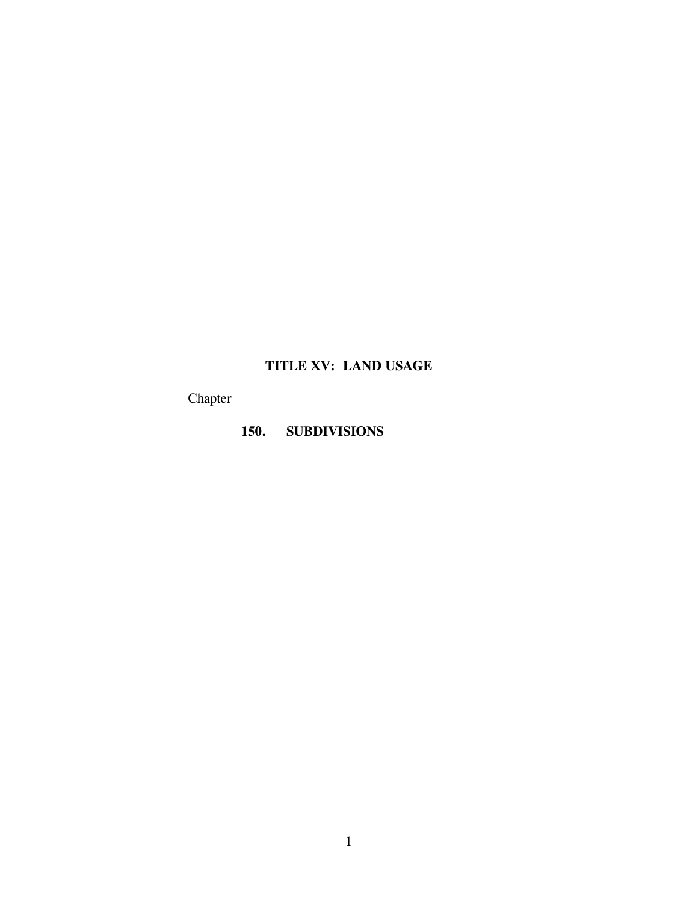# TITLE XV: LAND USAGE

Chapter

**150. SUBDIVISIONS**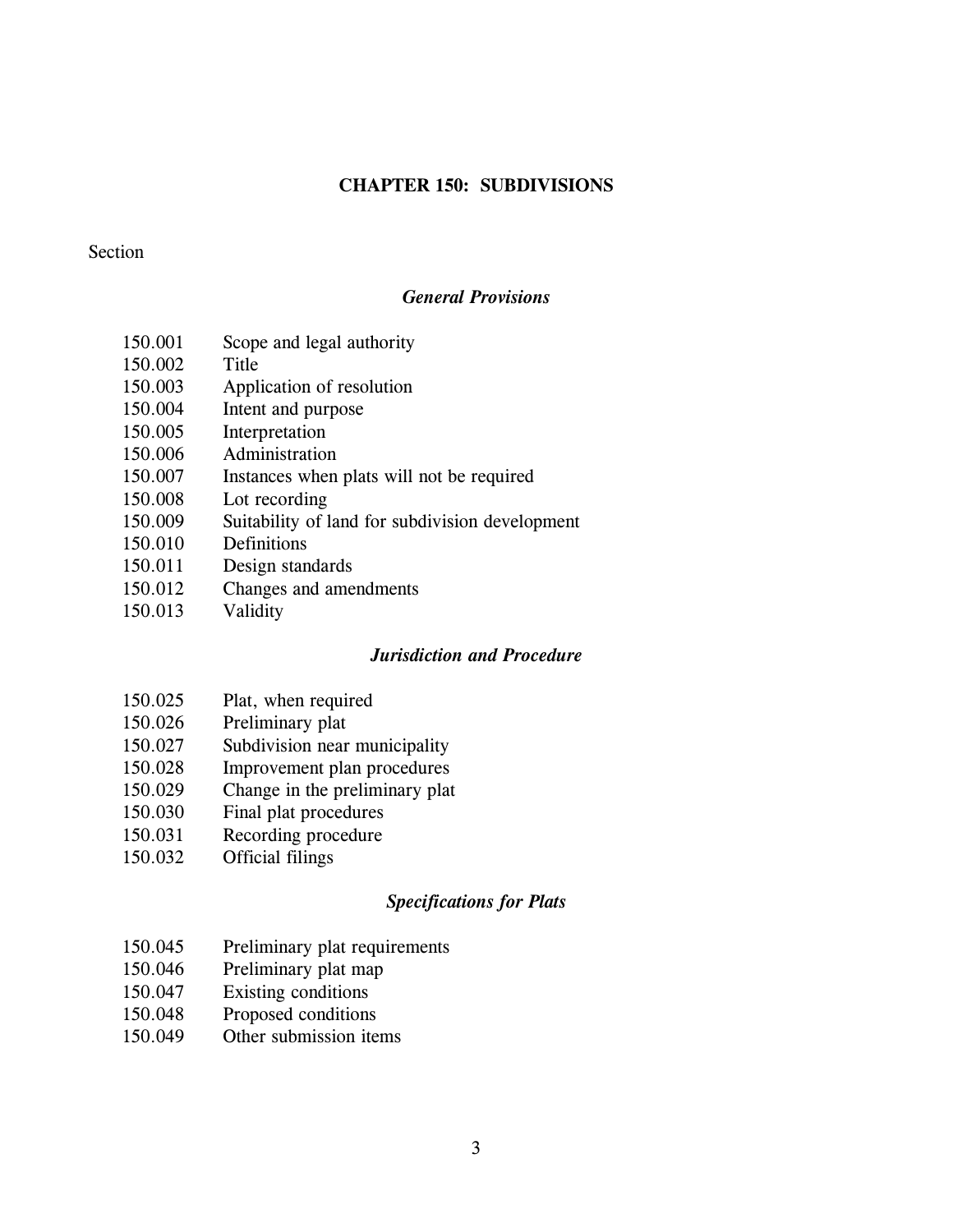# CHAPTER 150: SUBDIVISIONS

Section

### *General Provisions*

150.001 Scope and legal authority
150.002 Title
150.003 Application of resolution
150.004 Intent and purpose
150.005 Interpretation
150.006 Administration
150.007 Instances when plats will not be required
150.008 Lot recording
150.009 Suitability of land for subdivision development
150.010 Definitions
150.011 Design standards
150.012 Changes and amendments
150.013 Validity

### *Jurisdiction and Procedure*

150.025 Plat, when required
150.026 Preliminary plat
150.027 Subdivision near municipality
150.028 Improvement plan procedures
150.029 Change in the preliminary plat
150.030 Final plat procedures
150.031 Recording procedure
150.032 Official filings

### *Specifications for Plats*

150.045 Preliminary plat requirements
150.046 Preliminary plat map
150.047 Existing conditions
150.048 Proposed conditions
150.049 Other submission items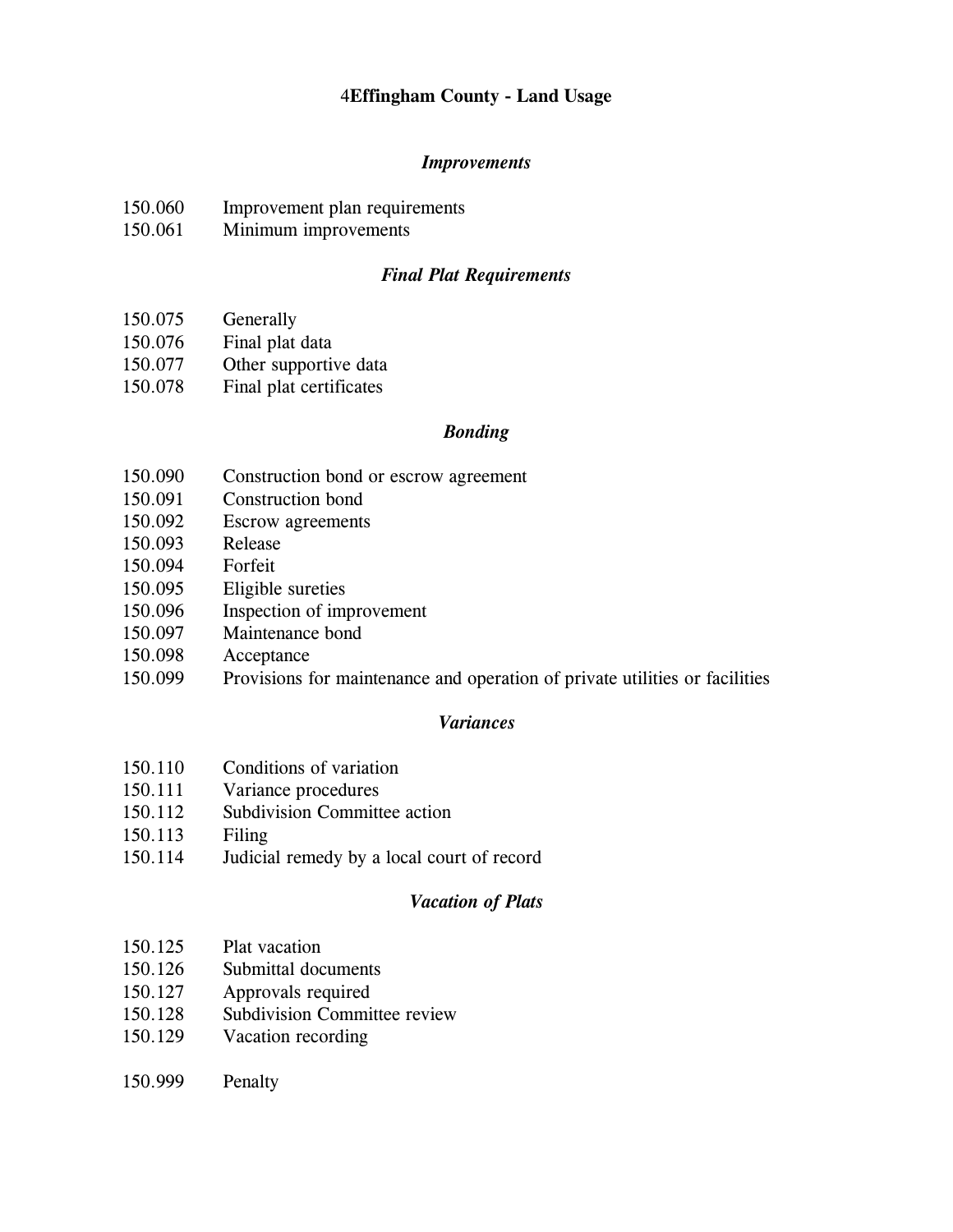### *Improvements*

150.060 Improvement plan requirements
150.061 Minimum improvements

### *Final Plat Requirements*

150.075 Generally
150.076 Final plat data
150.077 Other supportive data
150.078 Final plat certificates

### *Bonding*

150.090 Construction bond or escrow agreement
150.091 Construction bond
150.092 Escrow agreements
150.093 Release
150.094 Forfeit
150.095 Eligible sureties
150.096 Inspection of improvement
150.097 Maintenance bond
150.098 Acceptance
150.099 Provisions for maintenance and operation of private utilities or facilities

### *Variances*

150.110 Conditions of variation
150.111 Variance procedures
150.112 Subdivision Committee action
150.113 Filing
150.114 Judicial remedy by a local court of record

### *Vacation of Plats*

150.125 Plat vacation
150.126 Submittal documents
150.127 Approvals required
150.128 Subdivision Committee review
150.129 Vacation recording

150.999 Penalty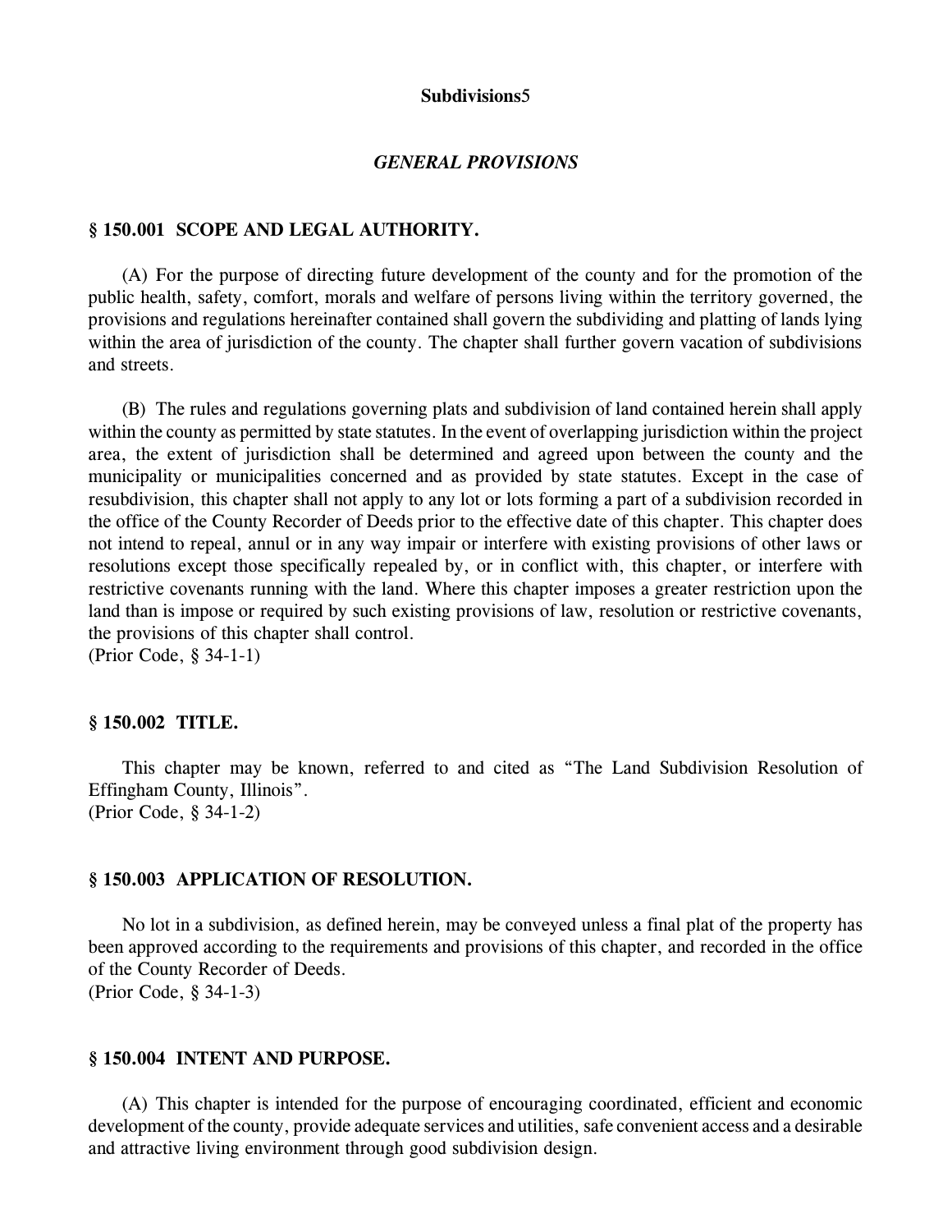## Subdivisions

### *GENERAL PROVISIONS*

**§ 150.001 SCOPE AND LEGAL AUTHORITY.**

(A) For the purpose of directing future development of the county and for the promotion of the public health, safety, comfort, morals and welfare of persons living within the territory governed, the provisions and regulations hereinafter contained shall govern the subdividing and platting of lands lying within the area of jurisdiction of the county. The chapter shall further govern vacation of subdivisions and streets.

(B) The rules and regulations governing plats and subdivision of land contained herein shall apply within the county as permitted by state statutes. In the event of overlapping jurisdiction within the project area, the extent of jurisdiction shall be determined and agreed upon between the county and the municipality or municipalities concerned and as provided by state statutes. Except in the case of resubdivision, this chapter shall not apply to any lot or lots forming a part of a subdivision recorded in the office of the County Recorder of Deeds prior to the effective date of this chapter. This chapter does not intend to repeal, annul or in any way impair or interfere with existing provisions of other laws or resolutions except those specifically repealed by, or in conflict with, this chapter, or interfere with restrictive covenants running with the land. Where this chapter imposes a greater restriction upon the land than is impose or required by such existing provisions of law, resolution or restrictive covenants, the provisions of this chapter shall control.
(Prior Code, § 34-1-1)

**§ 150.002 TITLE.**

This chapter may be known, referred to and cited as "The Land Subdivision Resolution of Effingham County, Illinois".
(Prior Code, § 34-1-2)

**§ 150.003 APPLICATION OF RESOLUTION.**

No lot in a subdivision, as defined herein, may be conveyed unless a final plat of the property has been approved according to the requirements and provisions of this chapter, and recorded in the office of the County Recorder of Deeds.
(Prior Code, § 34-1-3)

**§ 150.004 INTENT AND PURPOSE.**

(A) This chapter is intended for the purpose of encouraging coordinated, efficient and economic development of the county, provide adequate services and utilities, safe convenient access and a desirable and attractive living environment through good subdivision design.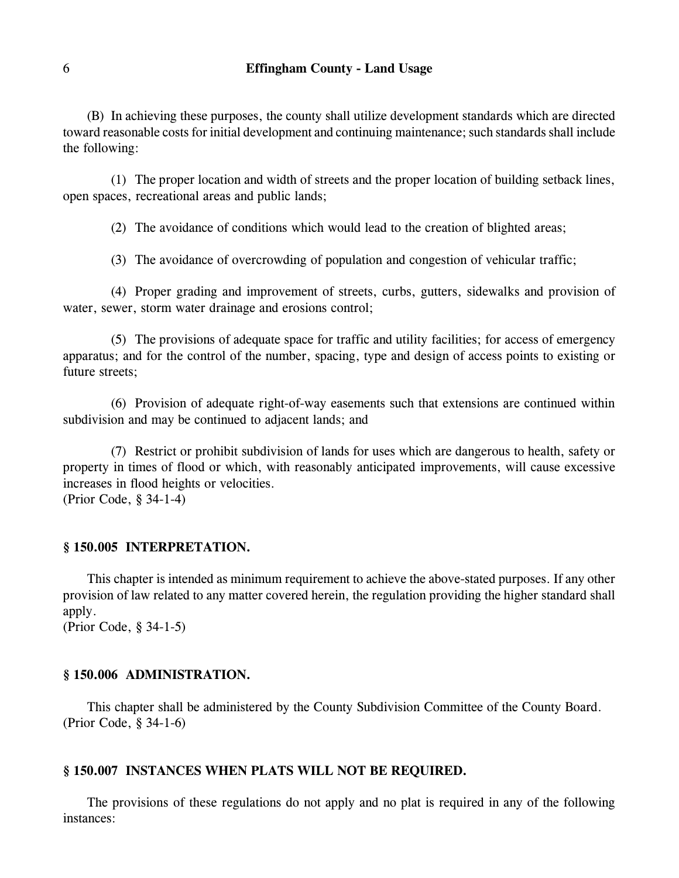(B) In achieving these purposes, the county shall utilize development standards which are directed toward reasonable costs for initial development and continuing maintenance; such standards shall include the following:

(1) The proper location and width of streets and the proper location of building setback lines, open spaces, recreational areas and public lands;

(2) The avoidance of conditions which would lead to the creation of blighted areas;

(3) The avoidance of overcrowding of population and congestion of vehicular traffic;

(4) Proper grading and improvement of streets, curbs, gutters, sidewalks and provision of water, sewer, storm water drainage and erosions control;

(5) The provisions of adequate space for traffic and utility facilities; for access of emergency apparatus; and for the control of the number, spacing, type and design of access points to existing or future streets;

(6) Provision of adequate right-of-way easements such that extensions are continued within subdivision and may be continued to adjacent lands; and

(7) Restrict or prohibit subdivision of lands for uses which are dangerous to health, safety or property in times of flood or which, with reasonably anticipated improvements, will cause excessive increases in flood heights or velocities.
(Prior Code, § 34-1-4)

### § 150.005 INTERPRETATION.

This chapter is intended as minimum requirement to achieve the above-stated purposes. If any other provision of law related to any matter covered herein, the regulation providing the higher standard shall apply.
(Prior Code, § 34-1-5)

### § 150.006 ADMINISTRATION.

This chapter shall be administered by the County Subdivision Committee of the County Board.
(Prior Code, § 34-1-6)

### § 150.007 INSTANCES WHEN PLATS WILL NOT BE REQUIRED.

The provisions of these regulations do not apply and no plat is required in any of the following instances: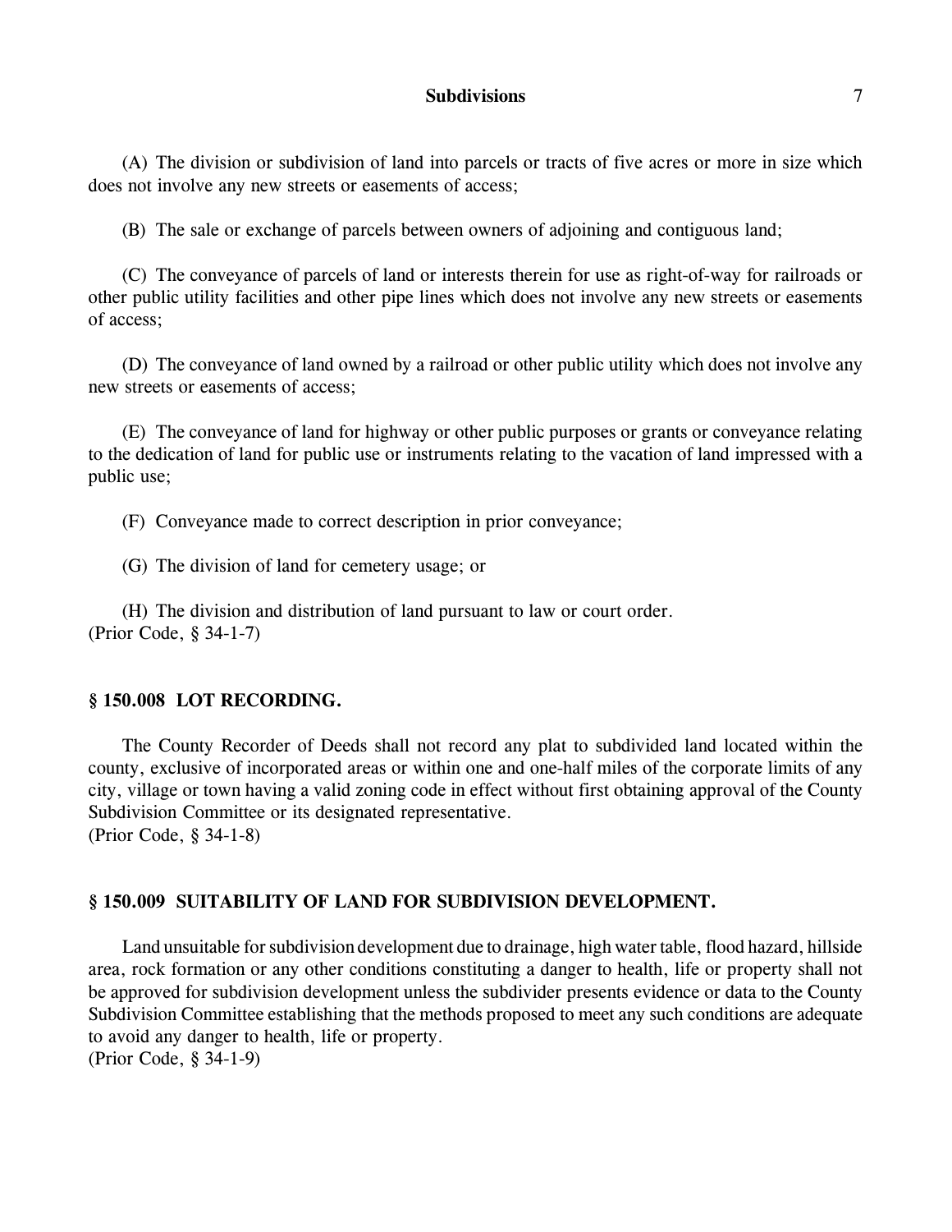(A) The division or subdivision of land into parcels or tracts of five acres or more in size which does not involve any new streets or easements of access;

(B) The sale or exchange of parcels between owners of adjoining and contiguous land;

(C) The conveyance of parcels of land or interests therein for use as right-of-way for railroads or other public utility facilities and other pipe lines which does not involve any new streets or easements of access;

(D) The conveyance of land owned by a railroad or other public utility which does not involve any new streets or easements of access;

(E) The conveyance of land for highway or other public purposes or grants or conveyance relating to the dedication of land for public use or instruments relating to the vacation of land impressed with a public use;

(F) Conveyance made to correct description in prior conveyance;

(G) The division of land for cemetery usage; or

(H) The division and distribution of land pursuant to law or court order.
(Prior Code, § 34-1-7)

### § 150.008 LOT RECORDING.

The County Recorder of Deeds shall not record any plat to subdivided land located within the county, exclusive of incorporated areas or within one and one-half miles of the corporate limits of any city, village or town having a valid zoning code in effect without first obtaining approval of the County Subdivision Committee or its designated representative.
(Prior Code, § 34-1-8)

### § 150.009 SUITABILITY OF LAND FOR SUBDIVISION DEVELOPMENT.

Land unsuitable for subdivision development due to drainage, high water table, flood hazard, hillside area, rock formation or any other conditions constituting a danger to health, life or property shall not be approved for subdivision development unless the subdivider presents evidence or data to the County Subdivision Committee establishing that the methods proposed to meet any such conditions are adequate to avoid any danger to health, life or property.
(Prior Code, § 34-1-9)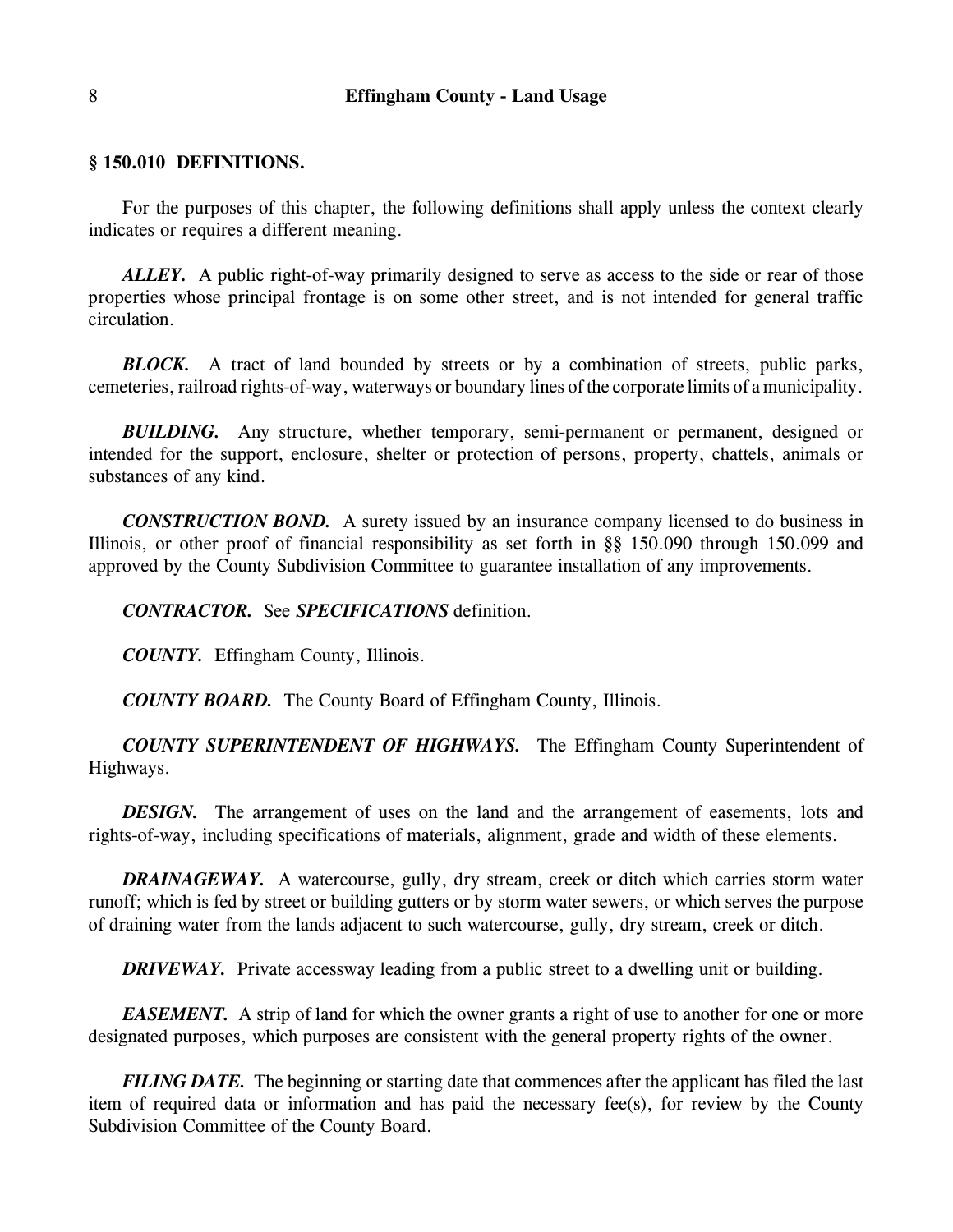### § 150.010 DEFINITIONS.

For the purposes of this chapter, the following definitions shall apply unless the context clearly indicates or requires a different meaning.

***ALLEY.*** A public right-of-way primarily designed to serve as access to the side or rear of those properties whose principal frontage is on some other street, and is not intended for general traffic circulation.

***BLOCK.*** A tract of land bounded by streets or by a combination of streets, public parks, cemeteries, railroad rights-of-way, waterways or boundary lines of the corporate limits of a municipality.

***BUILDING.*** Any structure, whether temporary, semi-permanent or permanent, designed or intended for the support, enclosure, shelter or protection of persons, property, chattels, animals or substances of any kind.

***CONSTRUCTION BOND.*** A surety issued by an insurance company licensed to do business in Illinois, or other proof of financial responsibility as set forth in §§ 150.090 through 150.099 and approved by the County Subdivision Committee to guarantee installation of any improvements.

***CONTRACTOR.*** See ***SPECIFICATIONS*** definition.

***COUNTY.*** Effingham County, Illinois.

***COUNTY BOARD.*** The County Board of Effingham County, Illinois.

***COUNTY SUPERINTENDENT OF HIGHWAYS.*** The Effingham County Superintendent of Highways.

***DESIGN.*** The arrangement of uses on the land and the arrangement of easements, lots and rights-of-way, including specifications of materials, alignment, grade and width of these elements.

***DRAINAGEWAY.*** A watercourse, gully, dry stream, creek or ditch which carries storm water runoff; which is fed by street or building gutters or by storm water sewers, or which serves the purpose of draining water from the lands adjacent to such watercourse, gully, dry stream, creek or ditch.

***DRIVEWAY.*** Private accessway leading from a public street to a dwelling unit or building.

***EASEMENT.*** A strip of land for which the owner grants a right of use to another for one or more designated purposes, which purposes are consistent with the general property rights of the owner.

***FILING DATE.*** The beginning or starting date that commences after the applicant has filed the last item of required data or information and has paid the necessary fee(s), for review by the County Subdivision Committee of the County Board.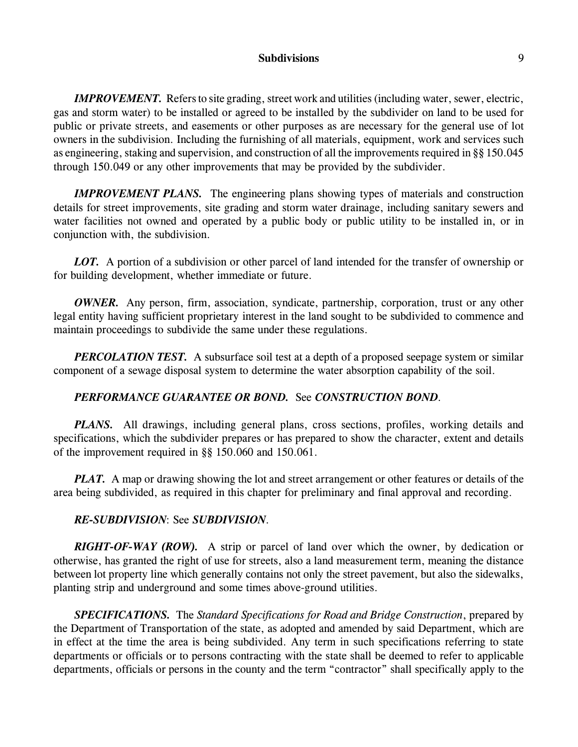***IMPROVEMENT.*** Refers to site grading, street work and utilities (including water, sewer, electric, gas and storm water) to be installed or agreed to be installed by the subdivider on land to be used for public or private streets, and easements or other purposes as are necessary for the general use of lot owners in the subdivision. Including the furnishing of all materials, equipment, work and services such as engineering, staking and supervision, and construction of all the improvements required in §§ 150.045 through 150.049 or any other improvements that may be provided by the subdivider.

***IMPROVEMENT PLANS.*** The engineering plans showing types of materials and construction details for street improvements, site grading and storm water drainage, including sanitary sewers and water facilities not owned and operated by a public body or public utility to be installed in, or in conjunction with, the subdivision.

***LOT.*** A portion of a subdivision or other parcel of land intended for the transfer of ownership or for building development, whether immediate or future.

***OWNER.*** Any person, firm, association, syndicate, partnership, corporation, trust or any other legal entity having sufficient proprietary interest in the land sought to be subdivided to commence and maintain proceedings to subdivide the same under these regulations.

***PERCOLATION TEST.*** A subsurface soil test at a depth of a proposed seepage system or similar component of a sewage disposal system to determine the water absorption capability of the soil.

***PERFORMANCE GUARANTEE OR BOND.*** See ***CONSTRUCTION BOND***.

***PLANS.*** All drawings, including general plans, cross sections, profiles, working details and specifications, which the subdivider prepares or has prepared to show the character, extent and details of the improvement required in §§ 150.060 and 150.061.

***PLAT.*** A map or drawing showing the lot and street arrangement or other features or details of the area being subdivided, as required in this chapter for preliminary and final approval and recording.

***RE-SUBDIVISION***: See ***SUBDIVISION***.

***RIGHT-OF-WAY (ROW).*** A strip or parcel of land over which the owner, by dedication or otherwise, has granted the right of use for streets, also a land measurement term, meaning the distance between lot property line which generally contains not only the street pavement, but also the sidewalks, planting strip and underground and some times above-ground utilities.

***SPECIFICATIONS.*** The *Standard Specifications for Road and Bridge Construction*, prepared by the Department of Transportation of the state, as adopted and amended by said Department, which are in effect at the time the area is being subdivided. Any term in such specifications referring to state departments or officials or to persons contracting with the state shall be deemed to refer to applicable departments, officials or persons in the county and the term "contractor" shall specifically apply to the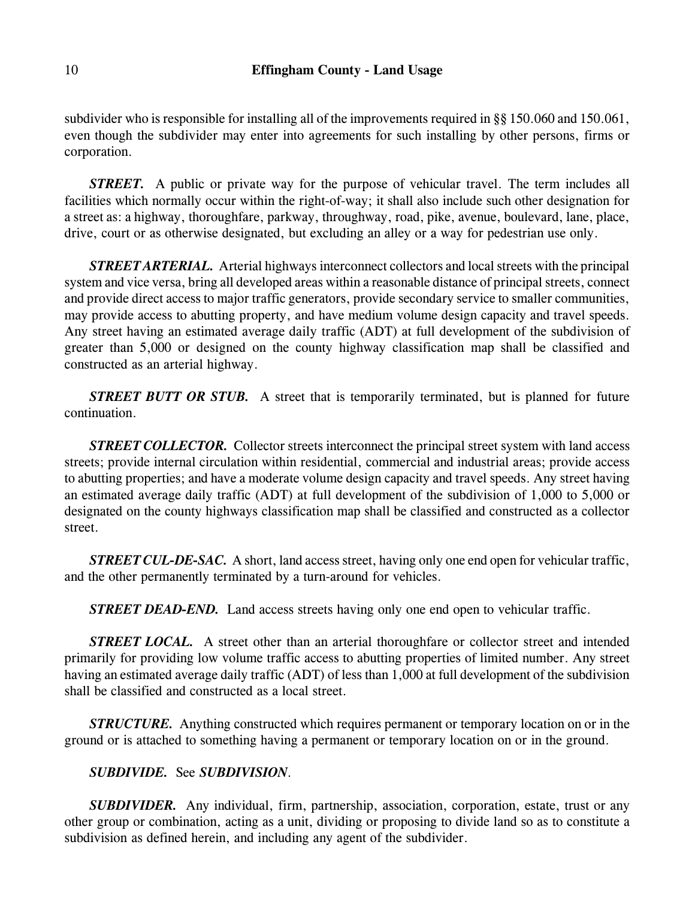subdivider who is responsible for installing all of the improvements required in §§ 150.060 and 150.061, even though the subdivider may enter into agreements for such installing by other persons, firms or corporation.

***STREET.*** A public or private way for the purpose of vehicular travel. The term includes all facilities which normally occur within the right-of-way; it shall also include such other designation for a street as: a highway, thoroughfare, parkway, throughway, road, pike, avenue, boulevard, lane, place, drive, court or as otherwise designated, but excluding an alley or a way for pedestrian use only.

***STREET ARTERIAL.*** Arterial highways interconnect collectors and local streets with the principal system and vice versa, bring all developed areas within a reasonable distance of principal streets, connect and provide direct access to major traffic generators, provide secondary service to smaller communities, may provide access to abutting property, and have medium volume design capacity and travel speeds. Any street having an estimated average daily traffic (ADT) at full development of the subdivision of greater than 5,000 or designed on the county highway classification map shall be classified and constructed as an arterial highway.

***STREET BUTT OR STUB.*** A street that is temporarily terminated, but is planned for future continuation.

***STREET COLLECTOR.*** Collector streets interconnect the principal street system with land access streets; provide internal circulation within residential, commercial and industrial areas; provide access to abutting properties; and have a moderate volume design capacity and travel speeds. Any street having an estimated average daily traffic (ADT) at full development of the subdivision of 1,000 to 5,000 or designated on the county highways classification map shall be classified and constructed as a collector street.

***STREET CUL-DE-SAC.*** A short, land access street, having only one end open for vehicular traffic, and the other permanently terminated by a turn-around for vehicles.

***STREET DEAD-END.*** Land access streets having only one end open to vehicular traffic.

***STREET LOCAL.*** A street other than an arterial thoroughfare or collector street and intended primarily for providing low volume traffic access to abutting properties of limited number. Any street having an estimated average daily traffic (ADT) of less than 1,000 at full development of the subdivision shall be classified and constructed as a local street.

***STRUCTURE.*** Anything constructed which requires permanent or temporary location on or in the ground or is attached to something having a permanent or temporary location on or in the ground.

***SUBDIVIDE.*** See ***SUBDIVISION***.

***SUBDIVIDER.*** Any individual, firm, partnership, association, corporation, estate, trust or any other group or combination, acting as a unit, dividing or proposing to divide land so as to constitute a subdivision as defined herein, and including any agent of the subdivider.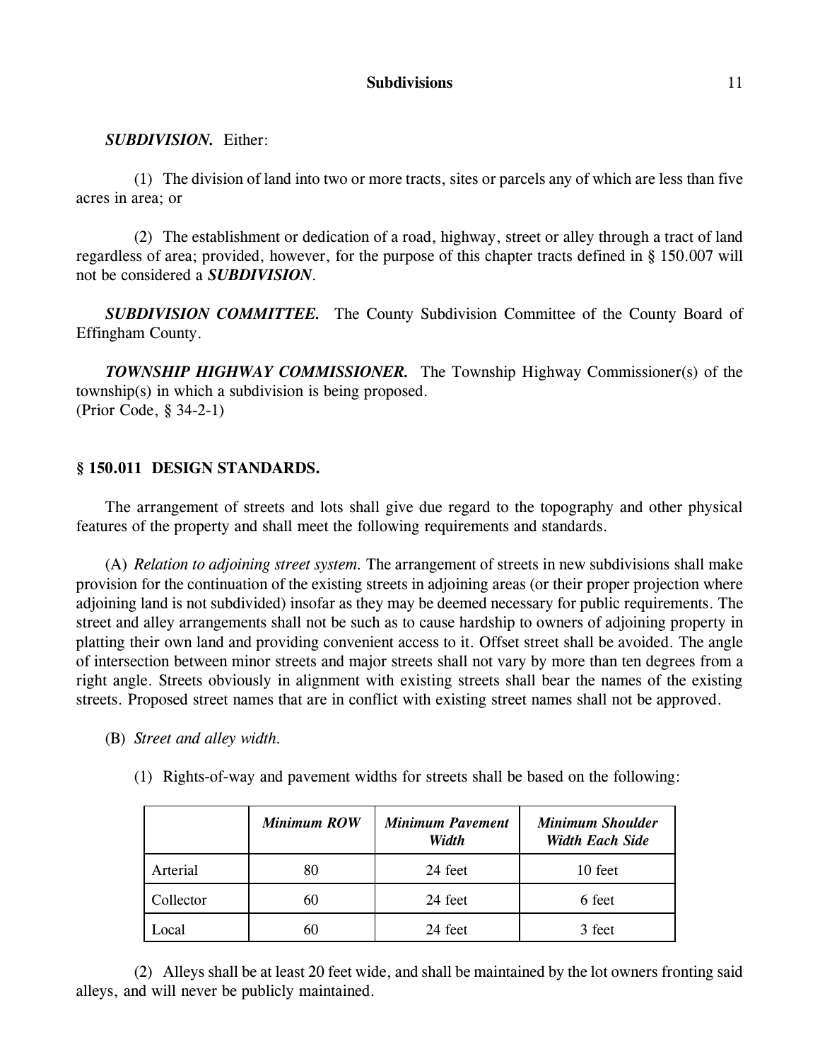***SUBDIVISION.*** Either:

(1) The division of land into two or more tracts, sites or parcels any of which are less than five acres in area; or

(2) The establishment or dedication of a road, highway, street or alley through a tract of land regardless of area; provided, however, for the purpose of this chapter tracts defined in § 150.007 will not be considered a ***SUBDIVISION***.

***SUBDIVISION COMMITTEE.*** The County Subdivision Committee of the County Board of Effingham County.

***TOWNSHIP HIGHWAY COMMISSIONER.*** The Township Highway Commissioner(s) of the township(s) in which a subdivision is being proposed.
(Prior Code, § 34-2-1)

### § 150.011 DESIGN STANDARDS.

The arrangement of streets and lots shall give due regard to the topography and other physical features of the property and shall meet the following requirements and standards.

(A) *Relation to adjoining street system.* The arrangement of streets in new subdivisions shall make provision for the continuation of the existing streets in adjoining areas (or their proper projection where adjoining land is not subdivided) insofar as they may be deemed necessary for public requirements. The street and alley arrangements shall not be such as to cause hardship to owners of adjoining property in platting their own land and providing convenient access to it. Offset street shall be avoided. The angle of intersection between minor streets and major streets shall not vary by more than ten degrees from a right angle. Streets obviously in alignment with existing streets shall bear the names of the existing streets. Proposed street names that are in conflict with existing street names shall not be approved.

(B) *Street and alley width.*

(1) Rights-of-way and pavement widths for streets shall be based on the following:

| | ***Minimum ROW*** | ***Minimum Pavement Width*** | ***Minimum Shoulder Width Each Side*** |
|---|---|---|---|
| Arterial | 80 | 24 feet | 10 feet |
| Collector | 60 | 24 feet | 6 feet |
| Local | 60 | 24 feet | 3 feet |

(2) Alleys shall be at least 20 feet wide, and shall be maintained by the lot owners fronting said alleys, and will never be publicly maintained.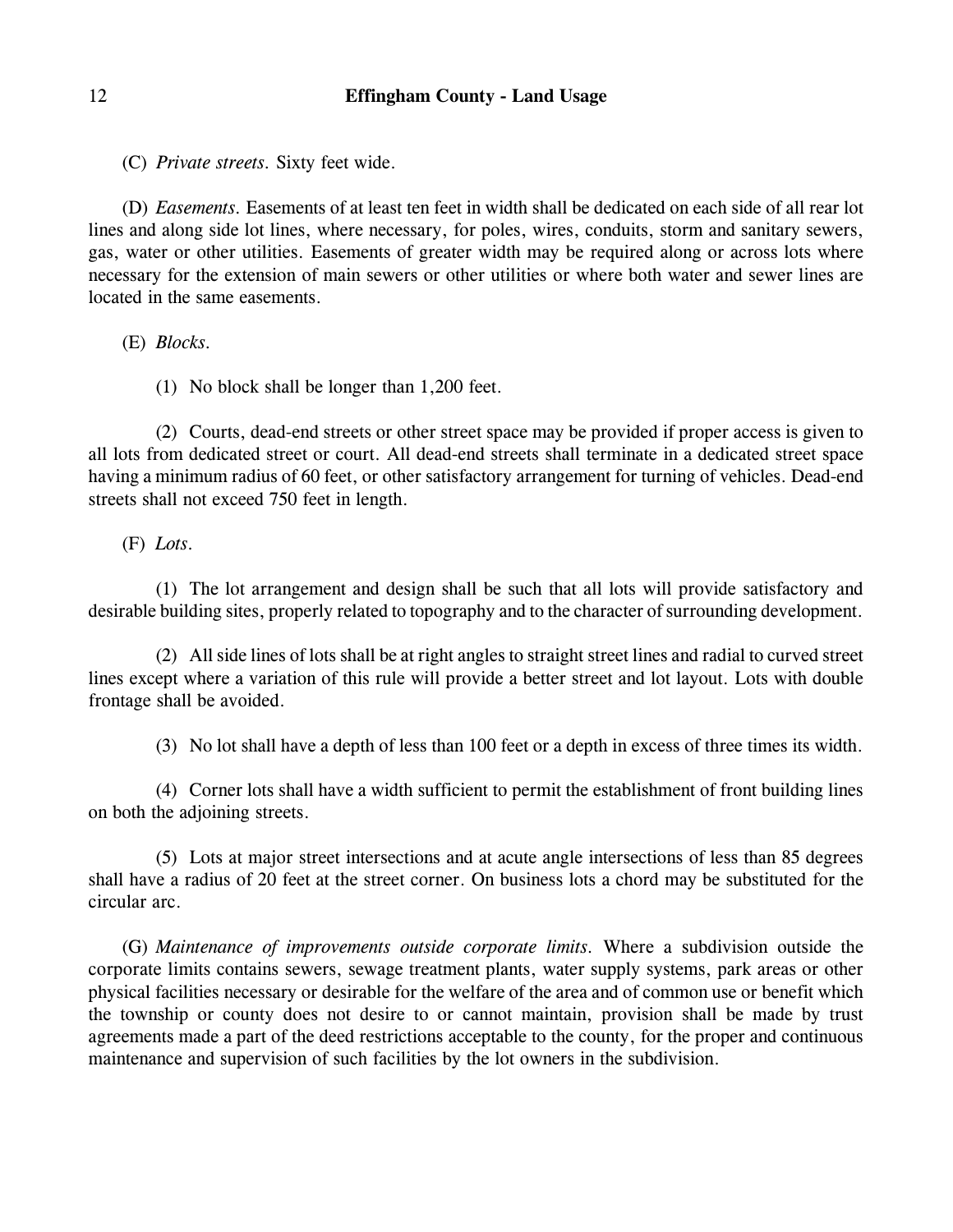(C) *Private streets.* Sixty feet wide.

(D) *Easements.* Easements of at least ten feet in width shall be dedicated on each side of all rear lot lines and along side lot lines, where necessary, for poles, wires, conduits, storm and sanitary sewers, gas, water or other utilities. Easements of greater width may be required along or across lots where necessary for the extension of main sewers or other utilities or where both water and sewer lines are located in the same easements.

(E) *Blocks.*

(1) No block shall be longer than 1,200 feet.

(2) Courts, dead-end streets or other street space may be provided if proper access is given to all lots from dedicated street or court. All dead-end streets shall terminate in a dedicated street space having a minimum radius of 60 feet, or other satisfactory arrangement for turning of vehicles. Dead-end streets shall not exceed 750 feet in length.

(F) *Lots.*

(1) The lot arrangement and design shall be such that all lots will provide satisfactory and desirable building sites, properly related to topography and to the character of surrounding development.

(2) All side lines of lots shall be at right angles to straight street lines and radial to curved street lines except where a variation of this rule will provide a better street and lot layout. Lots with double frontage shall be avoided.

(3) No lot shall have a depth of less than 100 feet or a depth in excess of three times its width.

(4) Corner lots shall have a width sufficient to permit the establishment of front building lines on both the adjoining streets.

(5) Lots at major street intersections and at acute angle intersections of less than 85 degrees shall have a radius of 20 feet at the street corner. On business lots a chord may be substituted for the circular arc.

(G) *Maintenance of improvements outside corporate limits.* Where a subdivision outside the corporate limits contains sewers, sewage treatment plants, water supply systems, park areas or other physical facilities necessary or desirable for the welfare of the area and of common use or benefit which the township or county does not desire to or cannot maintain, provision shall be made by trust agreements made a part of the deed restrictions acceptable to the county, for the proper and continuous maintenance and supervision of such facilities by the lot owners in the subdivision.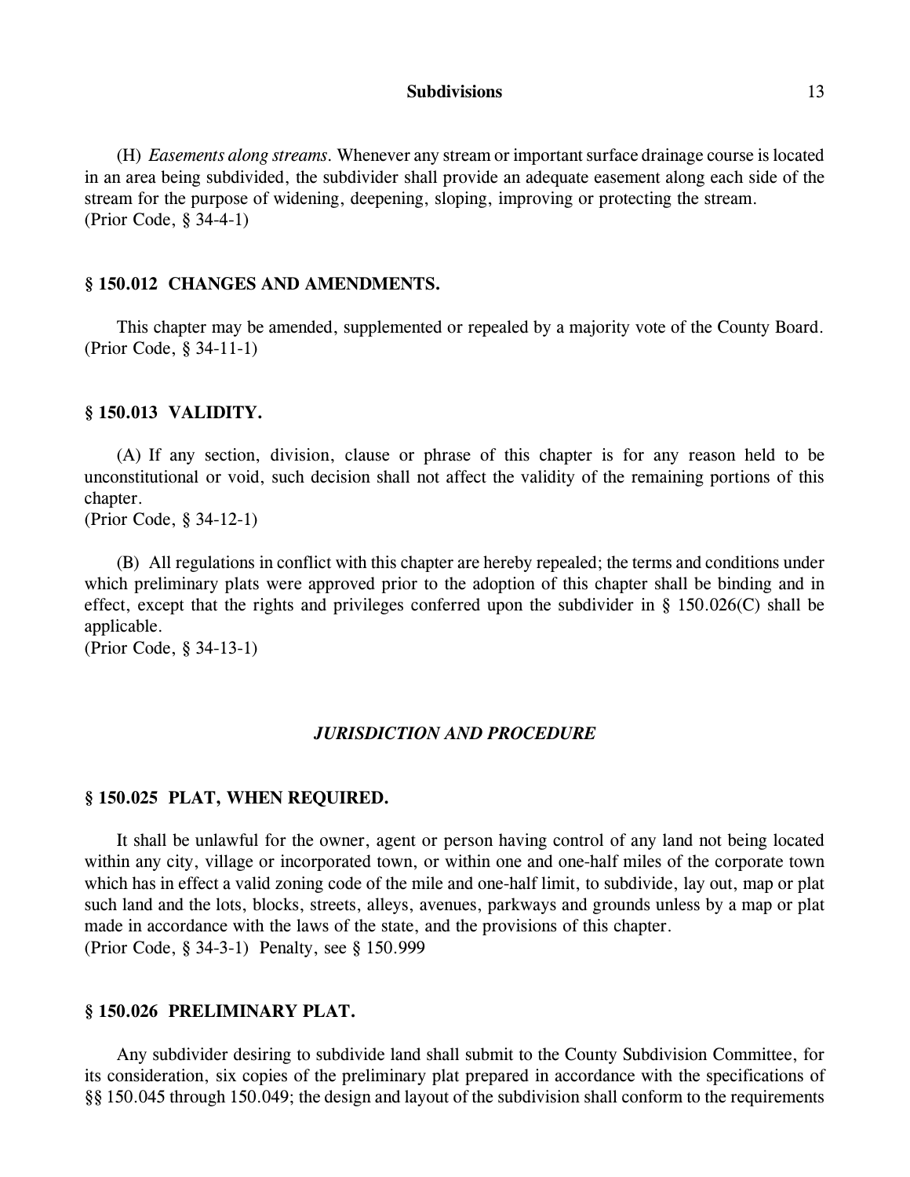(H) *Easements along streams.* Whenever any stream or important surface drainage course is located in an area being subdivided, the subdivider shall provide an adequate easement along each side of the stream for the purpose of widening, deepening, sloping, improving or protecting the stream.
(Prior Code, § 34-4-1)

### § 150.012 CHANGES AND AMENDMENTS.

This chapter may be amended, supplemented or repealed by a majority vote of the County Board.
(Prior Code, § 34-11-1)

### § 150.013 VALIDITY.

(A) If any section, division, clause or phrase of this chapter is for any reason held to be unconstitutional or void, such decision shall not affect the validity of the remaining portions of this chapter.
(Prior Code, § 34-12-1)

(B) All regulations in conflict with this chapter are hereby repealed; the terms and conditions under which preliminary plats were approved prior to the adoption of this chapter shall be binding and in effect, except that the rights and privileges conferred upon the subdivider in § 150.026(C) shall be applicable.
(Prior Code, § 34-13-1)

## *JURISDICTION AND PROCEDURE*

### § 150.025 PLAT, WHEN REQUIRED.

It shall be unlawful for the owner, agent or person having control of any land not being located within any city, village or incorporated town, or within one and one-half miles of the corporate town which has in effect a valid zoning code of the mile and one-half limit, to subdivide, lay out, map or plat such land and the lots, blocks, streets, alleys, avenues, parkways and grounds unless by a map or plat made in accordance with the laws of the state, and the provisions of this chapter.
(Prior Code, § 34-3-1) Penalty, see § 150.999

### § 150.026 PRELIMINARY PLAT.

Any subdivider desiring to subdivide land shall submit to the County Subdivision Committee, for its consideration, six copies of the preliminary plat prepared in accordance with the specifications of §§ 150.045 through 150.049; the design and layout of the subdivision shall conform to the requirements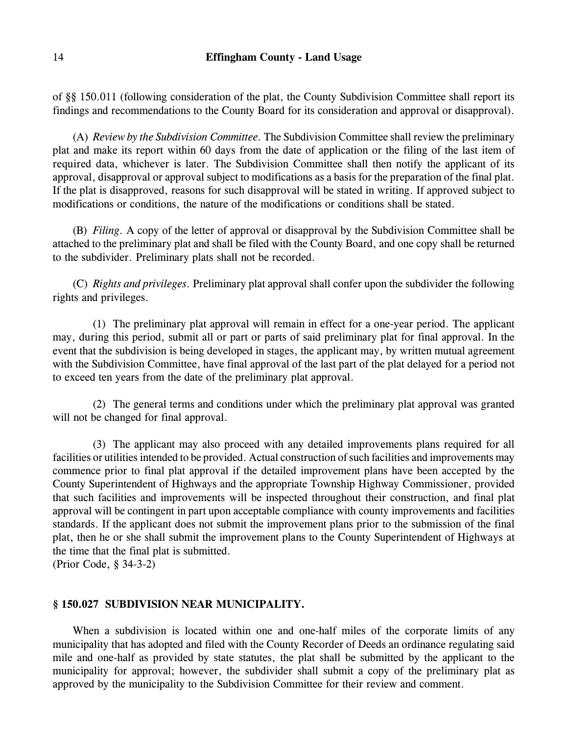of §§ 150.011 (following consideration of the plat, the County Subdivision Committee shall report its findings and recommendations to the County Board for its consideration and approval or disapproval).

(A) *Review by the Subdivision Committee.* The Subdivision Committee shall review the preliminary plat and make its report within 60 days from the date of application or the filing of the last item of required data, whichever is later. The Subdivision Committee shall then notify the applicant of its approval, disapproval or approval subject to modifications as a basis for the preparation of the final plat. If the plat is disapproved, reasons for such disapproval will be stated in writing. If approved subject to modifications or conditions, the nature of the modifications or conditions shall be stated.

(B) *Filing.* A copy of the letter of approval or disapproval by the Subdivision Committee shall be attached to the preliminary plat and shall be filed with the County Board, and one copy shall be returned to the subdivider. Preliminary plats shall not be recorded.

(C) *Rights and privileges.* Preliminary plat approval shall confer upon the subdivider the following rights and privileges.

(1) The preliminary plat approval will remain in effect for a one-year period. The applicant may, during this period, submit all or part or parts of said preliminary plat for final approval. In the event that the subdivision is being developed in stages, the applicant may, by written mutual agreement with the Subdivision Committee, have final approval of the last part of the plat delayed for a period not to exceed ten years from the date of the preliminary plat approval.

(2) The general terms and conditions under which the preliminary plat approval was granted will not be changed for final approval.

(3) The applicant may also proceed with any detailed improvements plans required for all facilities or utilities intended to be provided. Actual construction of such facilities and improvements may commence prior to final plat approval if the detailed improvement plans have been accepted by the County Superintendent of Highways and the appropriate Township Highway Commissioner, provided that such facilities and improvements will be inspected throughout their construction, and final plat approval will be contingent in part upon acceptable compliance with county improvements and facilities standards. If the applicant does not submit the improvement plans prior to the submission of the final plat, then he or she shall submit the improvement plans to the County Superintendent of Highways at the time that the final plat is submitted.
(Prior Code, § 34-3-2)

### § 150.027 SUBDIVISION NEAR MUNICIPALITY.

When a subdivision is located within one and one-half miles of the corporate limits of any municipality that has adopted and filed with the County Recorder of Deeds an ordinance regulating said mile and one-half as provided by state statutes, the plat shall be submitted by the applicant to the municipality for approval; however, the subdivider shall submit a copy of the preliminary plat as approved by the municipality to the Subdivision Committee for their review and comment.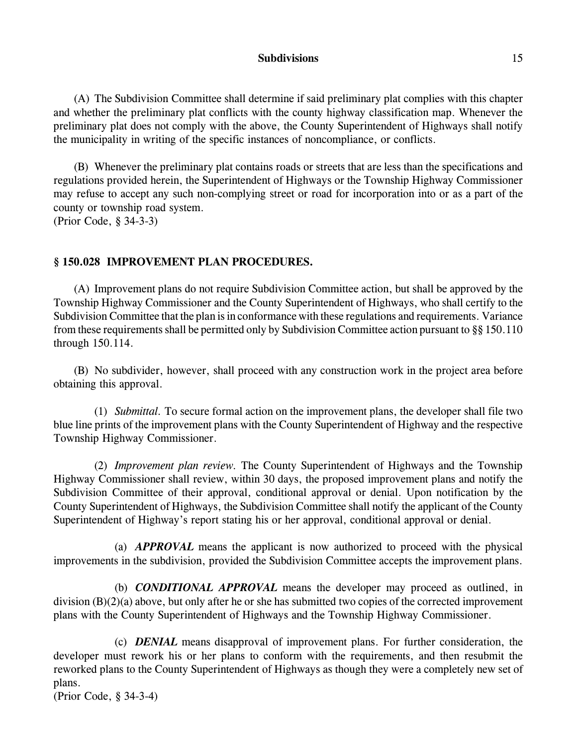(A) The Subdivision Committee shall determine if said preliminary plat complies with this chapter and whether the preliminary plat conflicts with the county highway classification map. Whenever the preliminary plat does not comply with the above, the County Superintendent of Highways shall notify the municipality in writing of the specific instances of noncompliance, or conflicts.

(B) Whenever the preliminary plat contains roads or streets that are less than the specifications and regulations provided herein, the Superintendent of Highways or the Township Highway Commissioner may refuse to accept any such non-complying street or road for incorporation into or as a part of the county or township road system.
(Prior Code, § 34-3-3)

### § 150.028 IMPROVEMENT PLAN PROCEDURES.

(A) Improvement plans do not require Subdivision Committee action, but shall be approved by the Township Highway Commissioner and the County Superintendent of Highways, who shall certify to the Subdivision Committee that the plan is in conformance with these regulations and requirements. Variance from these requirements shall be permitted only by Subdivision Committee action pursuant to §§ 150.110 through 150.114.

(B) No subdivider, however, shall proceed with any construction work in the project area before obtaining this approval.

(1) *Submittal.* To secure formal action on the improvement plans, the developer shall file two blue line prints of the improvement plans with the County Superintendent of Highway and the respective Township Highway Commissioner.

(2) *Improvement plan review.* The County Superintendent of Highways and the Township Highway Commissioner shall review, within 30 days, the proposed improvement plans and notify the Subdivision Committee of their approval, conditional approval or denial. Upon notification by the County Superintendent of Highways, the Subdivision Committee shall notify the applicant of the County Superintendent of Highway's report stating his or her approval, conditional approval or denial.

(a) ***APPROVAL*** means the applicant is now authorized to proceed with the physical improvements in the subdivision, provided the Subdivision Committee accepts the improvement plans.

(b) ***CONDITIONAL APPROVAL*** means the developer may proceed as outlined, in division (B)(2)(a) above, but only after he or she has submitted two copies of the corrected improvement plans with the County Superintendent of Highways and the Township Highway Commissioner.

(c) ***DENIAL*** means disapproval of improvement plans. For further consideration, the developer must rework his or her plans to conform with the requirements, and then resubmit the reworked plans to the County Superintendent of Highways as though they were a completely new set of plans.
(Prior Code, § 34-3-4)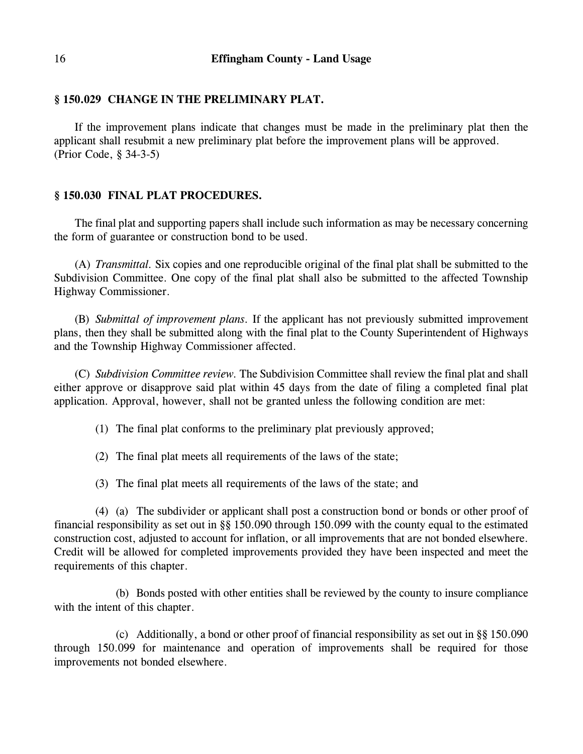## § 150.029 CHANGE IN THE PRELIMINARY PLAT.

If the improvement plans indicate that changes must be made in the preliminary plat then the applicant shall resubmit a new preliminary plat before the improvement plans will be approved.
(Prior Code, § 34-3-5)

## § 150.030 FINAL PLAT PROCEDURES.

The final plat and supporting papers shall include such information as may be necessary concerning the form of guarantee or construction bond to be used.

(A) *Transmittal.* Six copies and one reproducible original of the final plat shall be submitted to the Subdivision Committee. One copy of the final plat shall also be submitted to the affected Township Highway Commissioner.

(B) *Submittal of improvement plans.* If the applicant has not previously submitted improvement plans, then they shall be submitted along with the final plat to the County Superintendent of Highways and the Township Highway Commissioner affected.

(C) *Subdivision Committee review.* The Subdivision Committee shall review the final plat and shall either approve or disapprove said plat within 45 days from the date of filing a completed final plat application. Approval, however, shall not be granted unless the following condition are met:

(1) The final plat conforms to the preliminary plat previously approved;

(2) The final plat meets all requirements of the laws of the state;

(3) The final plat meets all requirements of the laws of the state; and

(4) (a) The subdivider or applicant shall post a construction bond or bonds or other proof of financial responsibility as set out in §§ 150.090 through 150.099 with the county equal to the estimated construction cost, adjusted to account for inflation, or all improvements that are not bonded elsewhere. Credit will be allowed for completed improvements provided they have been inspected and meet the requirements of this chapter.

(b) Bonds posted with other entities shall be reviewed by the county to insure compliance with the intent of this chapter.

(c) Additionally, a bond or other proof of financial responsibility as set out in §§ 150.090 through 150.099 for maintenance and operation of improvements shall be required for those improvements not bonded elsewhere.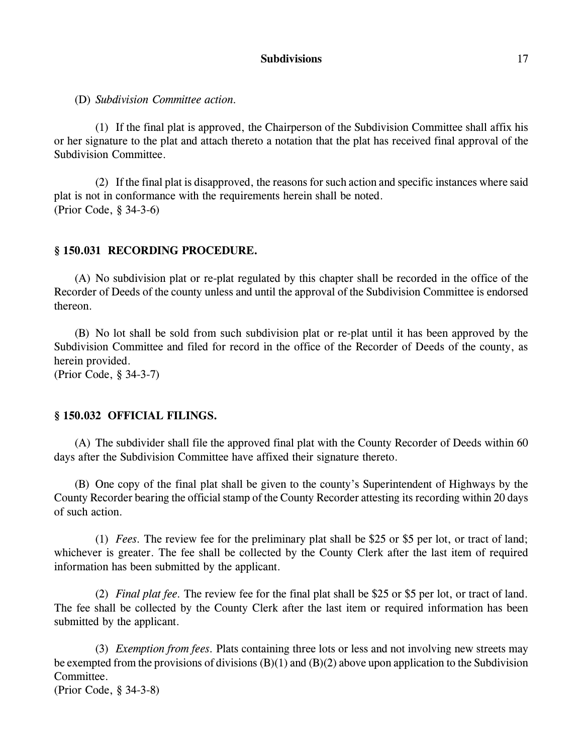(D) *Subdivision Committee action.*

(1) If the final plat is approved, the Chairperson of the Subdivision Committee shall affix his or her signature to the plat and attach thereto a notation that the plat has received final approval of the Subdivision Committee.

(2) If the final plat is disapproved, the reasons for such action and specific instances where said plat is not in conformance with the requirements herein shall be noted.
(Prior Code, § 34-3-6)

## § 150.031 RECORDING PROCEDURE.

(A) No subdivision plat or re-plat regulated by this chapter shall be recorded in the office of the Recorder of Deeds of the county unless and until the approval of the Subdivision Committee is endorsed thereon.

(B) No lot shall be sold from such subdivision plat or re-plat until it has been approved by the Subdivision Committee and filed for record in the office of the Recorder of Deeds of the county, as herein provided.
(Prior Code, § 34-3-7)

## § 150.032 OFFICIAL FILINGS.

(A) The subdivider shall file the approved final plat with the County Recorder of Deeds within 60 days after the Subdivision Committee have affixed their signature thereto.

(B) One copy of the final plat shall be given to the county's Superintendent of Highways by the County Recorder bearing the official stamp of the County Recorder attesting its recording within 20 days of such action.

(1) *Fees.* The review fee for the preliminary plat shall be $25 or $5 per lot, or tract of land; whichever is greater. The fee shall be collected by the County Clerk after the last item of required information has been submitted by the applicant.

(2) *Final plat fee.* The review fee for the final plat shall be $25 or $5 per lot, or tract of land. The fee shall be collected by the County Clerk after the last item or required information has been submitted by the applicant.

(3) *Exemption from fees.* Plats containing three lots or less and not involving new streets may be exempted from the provisions of divisions (B)(1) and (B)(2) above upon application to the Subdivision Committee.
(Prior Code, § 34-3-8)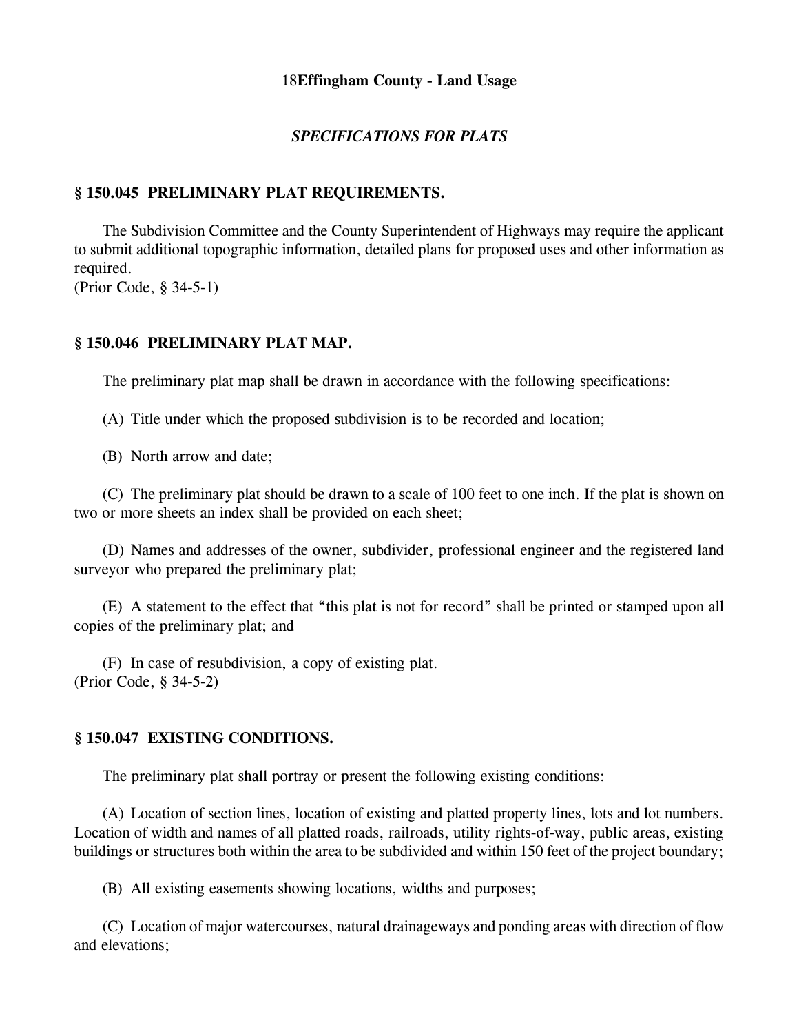## *SPECIFICATIONS FOR PLATS*

### § 150.045 PRELIMINARY PLAT REQUIREMENTS.

The Subdivision Committee and the County Superintendent of Highways may require the applicant to submit additional topographic information, detailed plans for proposed uses and other information as required.
(Prior Code, § 34-5-1)

### § 150.046 PRELIMINARY PLAT MAP.

The preliminary plat map shall be drawn in accordance with the following specifications:

(A) Title under which the proposed subdivision is to be recorded and location;

(B) North arrow and date;

(C) The preliminary plat should be drawn to a scale of 100 feet to one inch. If the plat is shown on two or more sheets an index shall be provided on each sheet;

(D) Names and addresses of the owner, subdivider, professional engineer and the registered land surveyor who prepared the preliminary plat;

(E) A statement to the effect that "this plat is not for record" shall be printed or stamped upon all copies of the preliminary plat; and

(F) In case of resubdivision, a copy of existing plat.
(Prior Code, § 34-5-2)

### § 150.047 EXISTING CONDITIONS.

The preliminary plat shall portray or present the following existing conditions:

(A) Location of section lines, location of existing and platted property lines, lots and lot numbers. Location of width and names of all platted roads, railroads, utility rights-of-way, public areas, existing buildings or structures both within the area to be subdivided and within 150 feet of the project boundary;

(B) All existing easements showing locations, widths and purposes;

(C) Location of major watercourses, natural drainageways and ponding areas with direction of flow and elevations;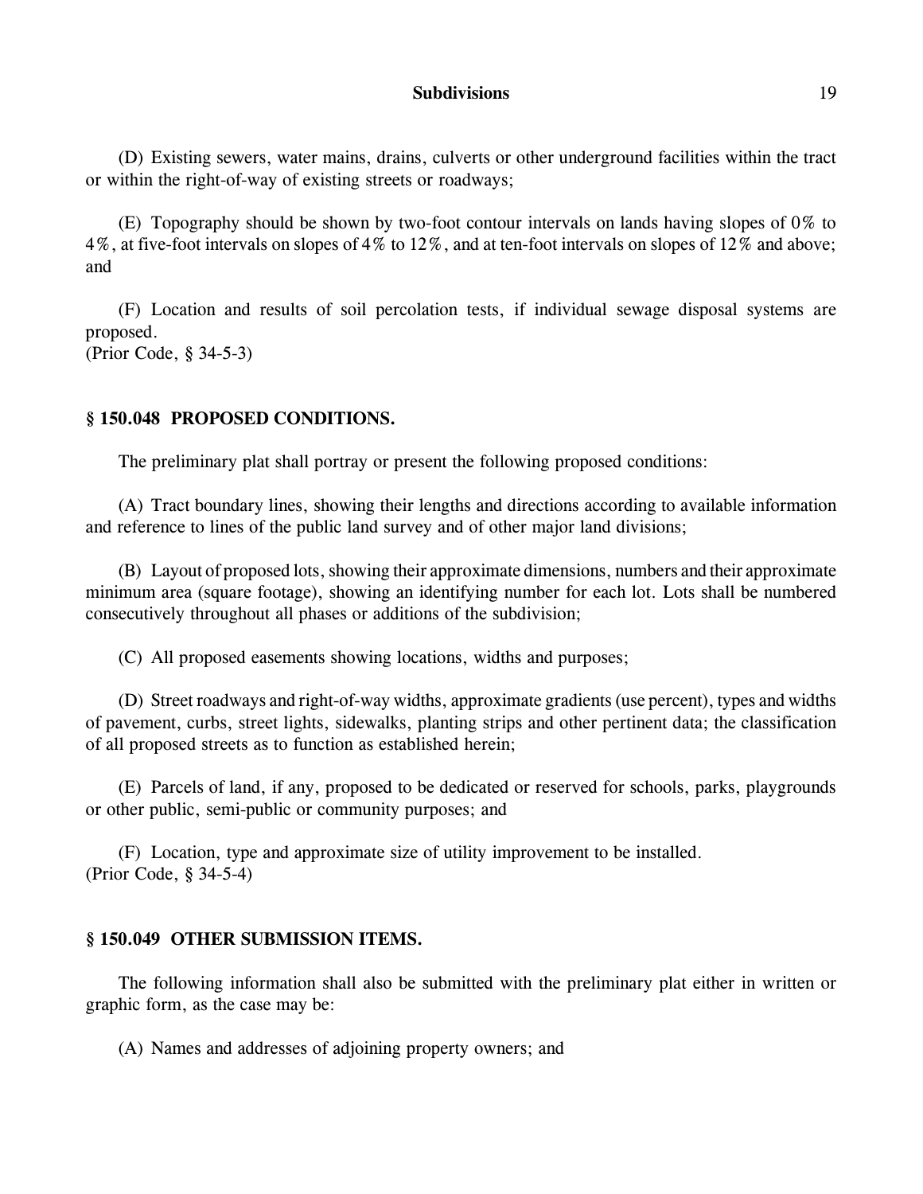(D) Existing sewers, water mains, drains, culverts or other underground facilities within the tract or within the right-of-way of existing streets or roadways;

(E) Topography should be shown by two-foot contour intervals on lands having slopes of 0% to 4%, at five-foot intervals on slopes of 4% to 12%, and at ten-foot intervals on slopes of 12% and above; and

(F) Location and results of soil percolation tests, if individual sewage disposal systems are proposed.
(Prior Code, § 34-5-3)

### § 150.048 PROPOSED CONDITIONS.

The preliminary plat shall portray or present the following proposed conditions:

(A) Tract boundary lines, showing their lengths and directions according to available information and reference to lines of the public land survey and of other major land divisions;

(B) Layout of proposed lots, showing their approximate dimensions, numbers and their approximate minimum area (square footage), showing an identifying number for each lot. Lots shall be numbered consecutively throughout all phases or additions of the subdivision;

(C) All proposed easements showing locations, widths and purposes;

(D) Street roadways and right-of-way widths, approximate gradients (use percent), types and widths of pavement, curbs, street lights, sidewalks, planting strips and other pertinent data; the classification of all proposed streets as to function as established herein;

(E) Parcels of land, if any, proposed to be dedicated or reserved for schools, parks, playgrounds or other public, semi-public or community purposes; and

(F) Location, type and approximate size of utility improvement to be installed.
(Prior Code, § 34-5-4)

### § 150.049 OTHER SUBMISSION ITEMS.

The following information shall also be submitted with the preliminary plat either in written or graphic form, as the case may be:

(A) Names and addresses of adjoining property owners; and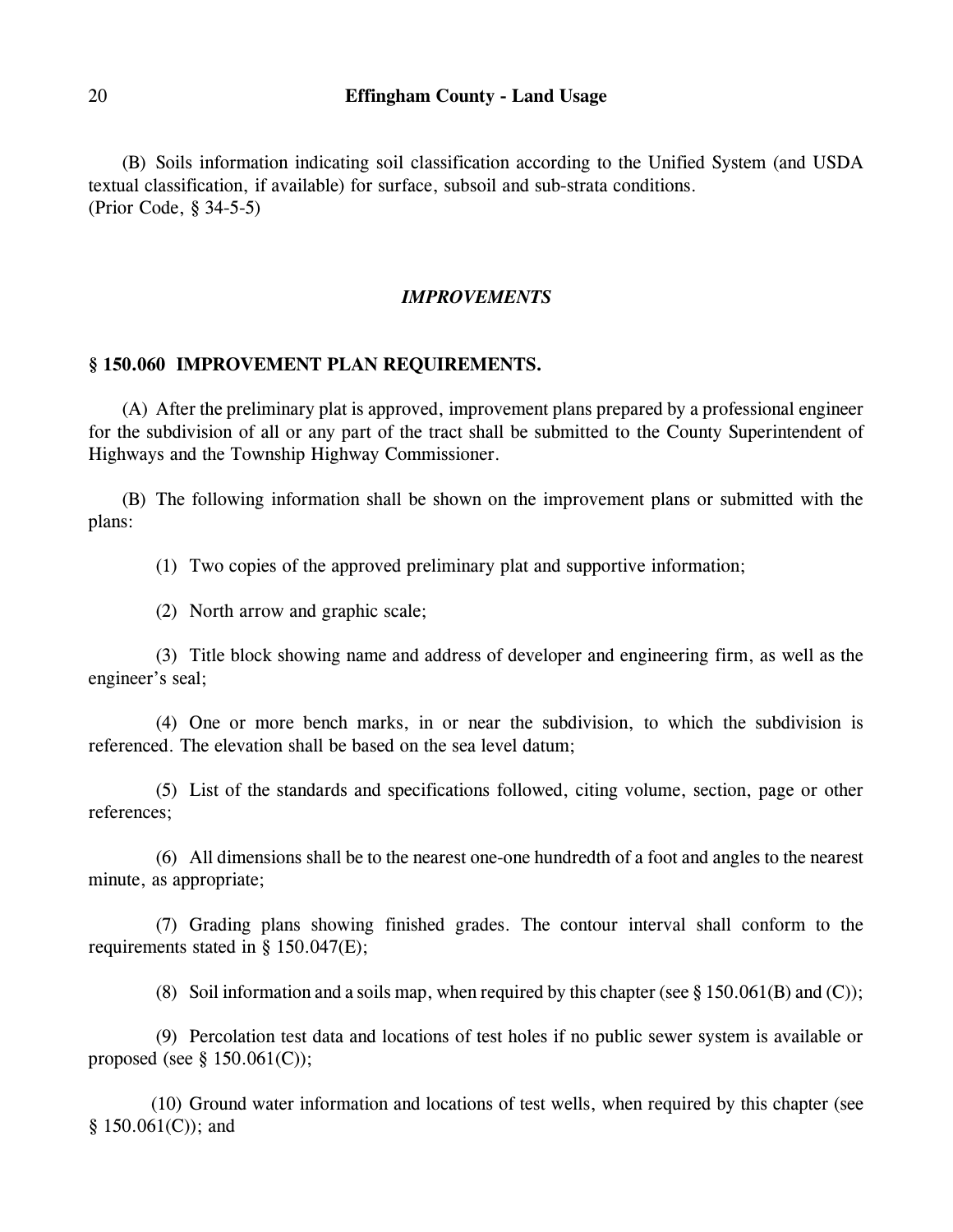(B) Soils information indicating soil classification according to the Unified System (and USDA textual classification, if available) for surface, subsoil and sub-strata conditions.
(Prior Code, § 34-5-5)

### *IMPROVEMENTS*

### § 150.060 IMPROVEMENT PLAN REQUIREMENTS.

(A) After the preliminary plat is approved, improvement plans prepared by a professional engineer for the subdivision of all or any part of the tract shall be submitted to the County Superintendent of Highways and the Township Highway Commissioner.

(B) The following information shall be shown on the improvement plans or submitted with the plans:

(1) Two copies of the approved preliminary plat and supportive information;

(2) North arrow and graphic scale;

(3) Title block showing name and address of developer and engineering firm, as well as the engineer's seal;

(4) One or more bench marks, in or near the subdivision, to which the subdivision is referenced. The elevation shall be based on the sea level datum;

(5) List of the standards and specifications followed, citing volume, section, page or other references;

(6) All dimensions shall be to the nearest one-one hundredth of a foot and angles to the nearest minute, as appropriate;

(7) Grading plans showing finished grades. The contour interval shall conform to the requirements stated in § 150.047(E);

(8) Soil information and a soils map, when required by this chapter (see § 150.061(B) and (C));

(9) Percolation test data and locations of test holes if no public sewer system is available or proposed (see § 150.061(C));

(10) Ground water information and locations of test wells, when required by this chapter (see § 150.061(C)); and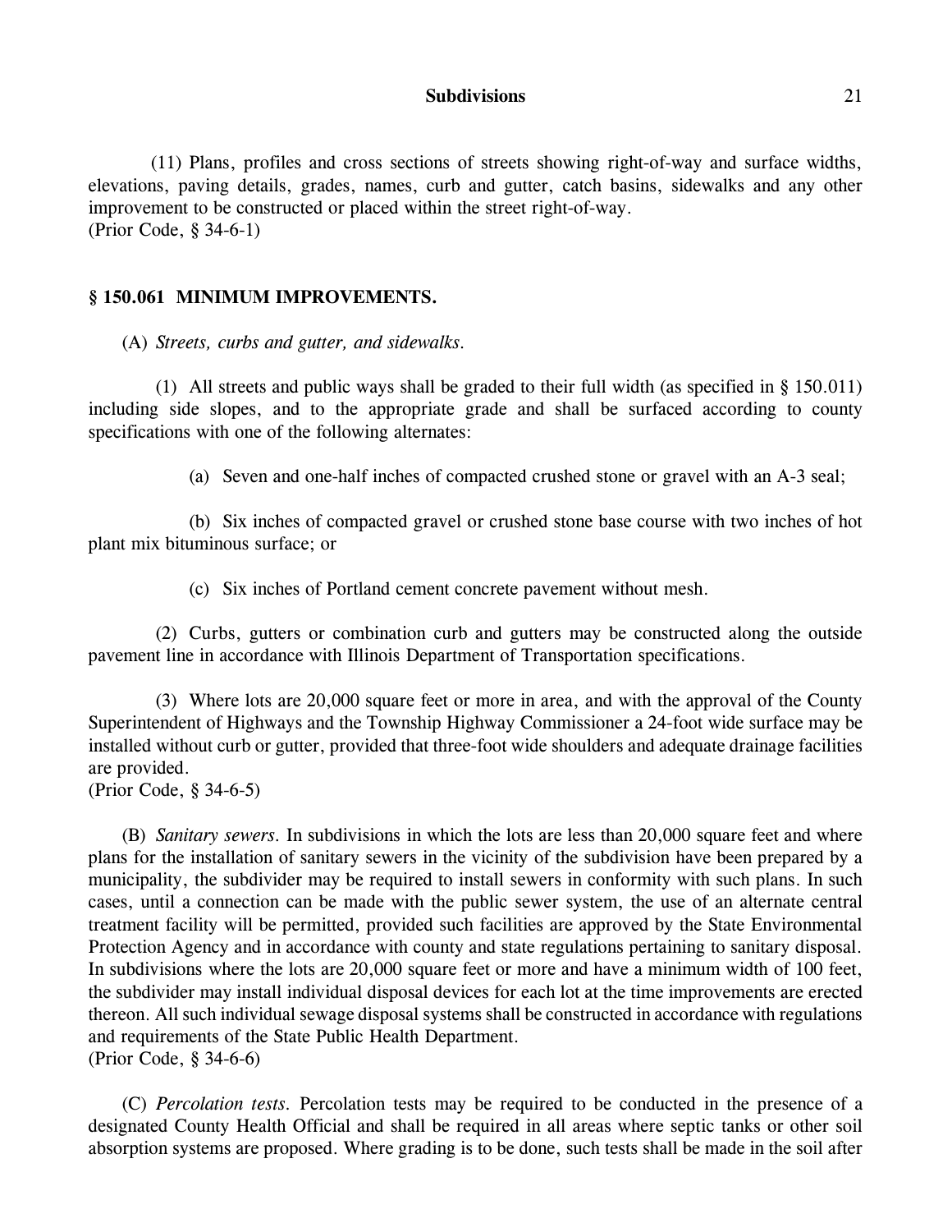(11) Plans, profiles and cross sections of streets showing right-of-way and surface widths, elevations, paving details, grades, names, curb and gutter, catch basins, sidewalks and any other improvement to be constructed or placed within the street right-of-way.
(Prior Code, § 34-6-1)

## § 150.061 MINIMUM IMPROVEMENTS.

(A) *Streets, curbs and gutter, and sidewalks.*

(1) All streets and public ways shall be graded to their full width (as specified in § 150.011) including side slopes, and to the appropriate grade and shall be surfaced according to county specifications with one of the following alternates:

(a) Seven and one-half inches of compacted crushed stone or gravel with an A-3 seal;

(b) Six inches of compacted gravel or crushed stone base course with two inches of hot plant mix bituminous surface; or

(c) Six inches of Portland cement concrete pavement without mesh.

(2) Curbs, gutters or combination curb and gutters may be constructed along the outside pavement line in accordance with Illinois Department of Transportation specifications.

(3) Where lots are 20,000 square feet or more in area, and with the approval of the County Superintendent of Highways and the Township Highway Commissioner a 24-foot wide surface may be installed without curb or gutter, provided that three-foot wide shoulders and adequate drainage facilities are provided.
(Prior Code, § 34-6-5)

(B) *Sanitary sewers.* In subdivisions in which the lots are less than 20,000 square feet and where plans for the installation of sanitary sewers in the vicinity of the subdivision have been prepared by a municipality, the subdivider may be required to install sewers in conformity with such plans. In such cases, until a connection can be made with the public sewer system, the use of an alternate central treatment facility will be permitted, provided such facilities are approved by the State Environmental Protection Agency and in accordance with county and state regulations pertaining to sanitary disposal. In subdivisions where the lots are 20,000 square feet or more and have a minimum width of 100 feet, the subdivider may install individual disposal devices for each lot at the time improvements are erected thereon. All such individual sewage disposal systems shall be constructed in accordance with regulations and requirements of the State Public Health Department.
(Prior Code, § 34-6-6)

(C) *Percolation tests.* Percolation tests may be required to be conducted in the presence of a designated County Health Official and shall be required in all areas where septic tanks or other soil absorption systems are proposed. Where grading is to be done, such tests shall be made in the soil after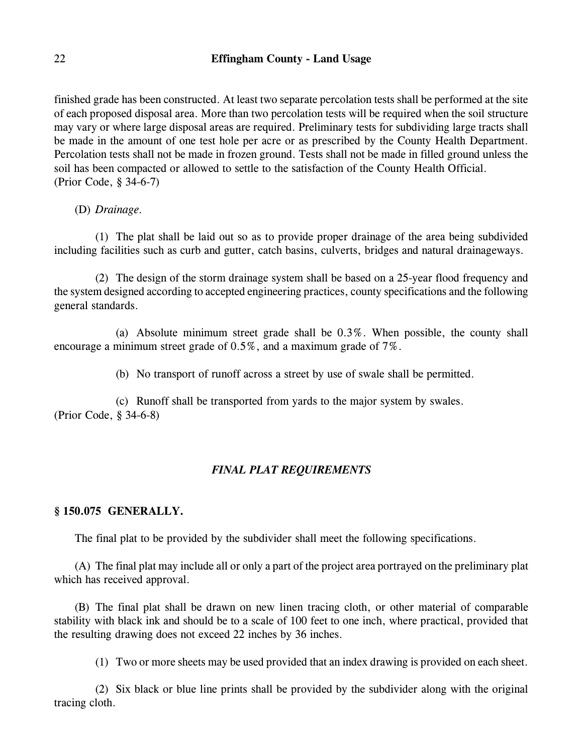finished grade has been constructed. At least two separate percolation tests shall be performed at the site of each proposed disposal area. More than two percolation tests will be required when the soil structure may vary or where large disposal areas are required. Preliminary tests for subdividing large tracts shall be made in the amount of one test hole per acre or as prescribed by the County Health Department. Percolation tests shall not be made in frozen ground. Tests shall not be made in filled ground unless the soil has been compacted or allowed to settle to the satisfaction of the County Health Official.
(Prior Code, § 34-6-7)

(D) *Drainage.*

(1) The plat shall be laid out so as to provide proper drainage of the area being subdivided including facilities such as curb and gutter, catch basins, culverts, bridges and natural drainageways.

(2) The design of the storm drainage system shall be based on a 25-year flood frequency and the system designed according to accepted engineering practices, county specifications and the following general standards.

(a) Absolute minimum street grade shall be 0.3%. When possible, the county shall encourage a minimum street grade of 0.5%, and a maximum grade of 7%.

(b) No transport of runoff across a street by use of swale shall be permitted.

(c) Runoff shall be transported from yards to the major system by swales.
(Prior Code, § 34-6-8)

## *FINAL PLAT REQUIREMENTS*

### § 150.075 GENERALLY.

The final plat to be provided by the subdivider shall meet the following specifications.

(A) The final plat may include all or only a part of the project area portrayed on the preliminary plat which has received approval.

(B) The final plat shall be drawn on new linen tracing cloth, or other material of comparable stability with black ink and should be to a scale of 100 feet to one inch, where practical, provided that the resulting drawing does not exceed 22 inches by 36 inches.

(1) Two or more sheets may be used provided that an index drawing is provided on each sheet.

(2) Six black or blue line prints shall be provided by the subdivider along with the original tracing cloth.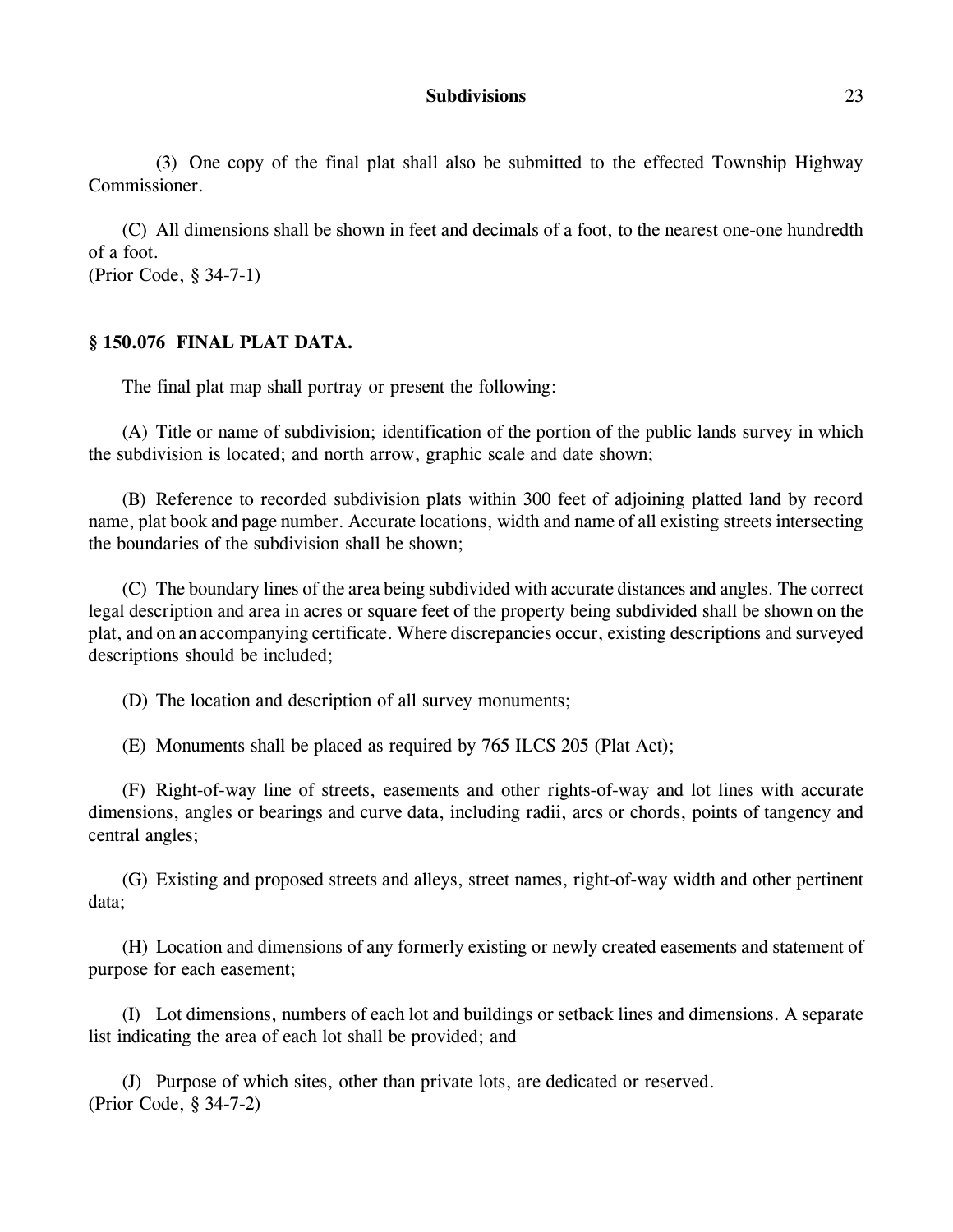(3) One copy of the final plat shall also be submitted to the effected Township Highway Commissioner.

(C) All dimensions shall be shown in feet and decimals of a foot, to the nearest one-one hundredth of a foot.
(Prior Code, § 34-7-1)

### § 150.076 FINAL PLAT DATA.

The final plat map shall portray or present the following:

(A) Title or name of subdivision; identification of the portion of the public lands survey in which the subdivision is located; and north arrow, graphic scale and date shown;

(B) Reference to recorded subdivision plats within 300 feet of adjoining platted land by record name, plat book and page number. Accurate locations, width and name of all existing streets intersecting the boundaries of the subdivision shall be shown;

(C) The boundary lines of the area being subdivided with accurate distances and angles. The correct legal description and area in acres or square feet of the property being subdivided shall be shown on the plat, and on an accompanying certificate. Where discrepancies occur, existing descriptions and surveyed descriptions should be included;

(D) The location and description of all survey monuments;

(E) Monuments shall be placed as required by 765 ILCS 205 (Plat Act);

(F) Right-of-way line of streets, easements and other rights-of-way and lot lines with accurate dimensions, angles or bearings and curve data, including radii, arcs or chords, points of tangency and central angles;

(G) Existing and proposed streets and alleys, street names, right-of-way width and other pertinent data;

(H) Location and dimensions of any formerly existing or newly created easements and statement of purpose for each easement;

(I) Lot dimensions, numbers of each lot and buildings or setback lines and dimensions. A separate list indicating the area of each lot shall be provided; and

(J) Purpose of which sites, other than private lots, are dedicated or reserved.
(Prior Code, § 34-7-2)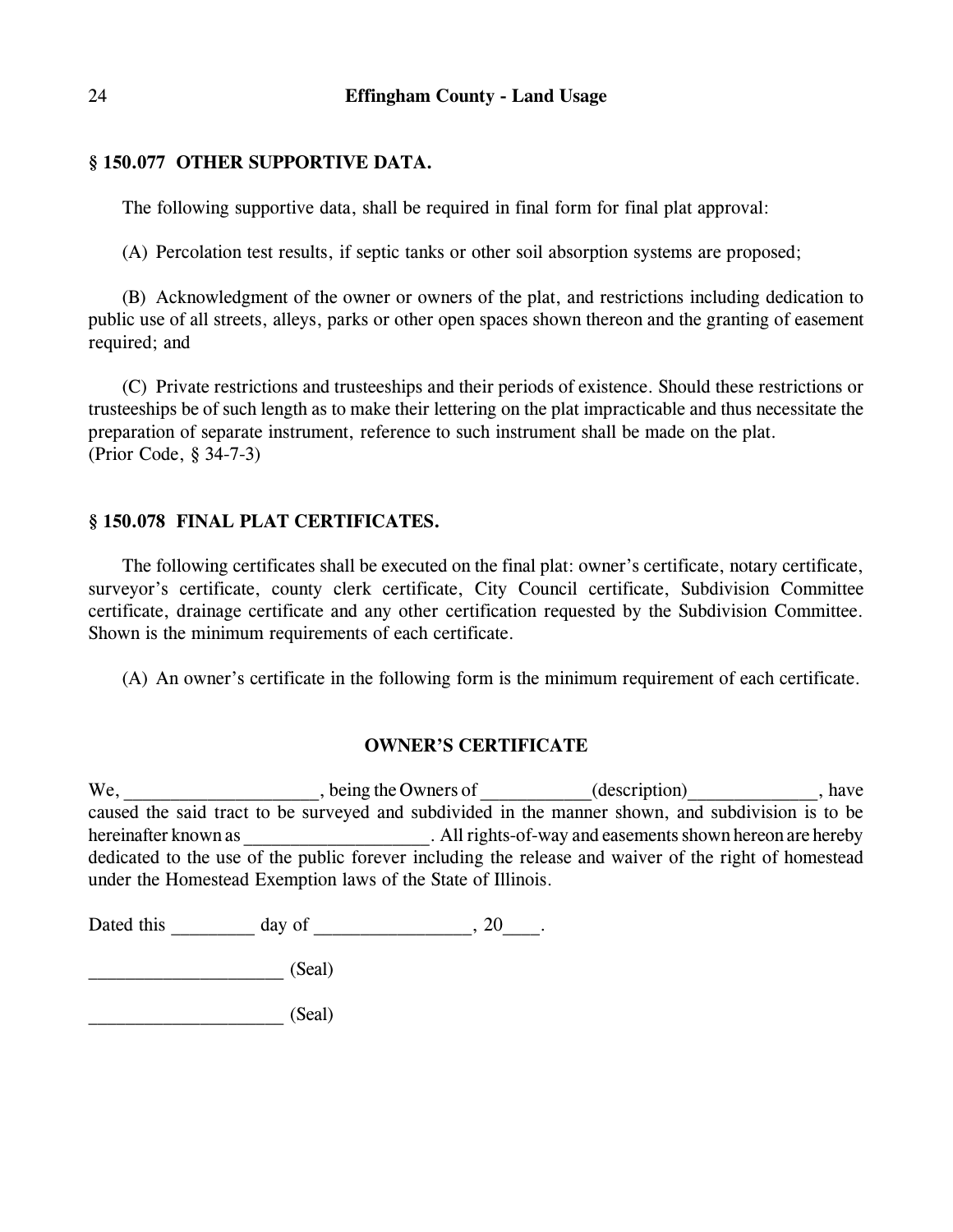### § 150.077 OTHER SUPPORTIVE DATA.

The following supportive data, shall be required in final form for final plat approval:

(A) Percolation test results, if septic tanks or other soil absorption systems are proposed;

(B) Acknowledgment of the owner or owners of the plat, and restrictions including dedication to public use of all streets, alleys, parks or other open spaces shown thereon and the granting of easement required; and

(C) Private restrictions and trusteeships and their periods of existence. Should these restrictions or trusteeships be of such length as to make their lettering on the plat impracticable and thus necessitate the preparation of separate instrument, reference to such instrument shall be made on the plat.
(Prior Code, § 34-7-3)

### § 150.078 FINAL PLAT CERTIFICATES.

The following certificates shall be executed on the final plat: owner's certificate, notary certificate, surveyor's certificate, county clerk certificate, City Council certificate, Subdivision Committee certificate, drainage certificate and any other certification requested by the Subdivision Committee. Shown is the minimum requirements of each certificate.

(A) An owner's certificate in the following form is the minimum requirement of each certificate.

**OWNER'S CERTIFICATE**

We, ____________________, being the Owners of ___________(description)_____________, have caused the said tract to be surveyed and subdivided in the manner shown, and subdivision is to be hereinafter known as ___________________. All rights-of-way and easements shown hereon are hereby dedicated to the use of the public forever including the release and waiver of the right of homestead under the Homestead Exemption laws of the State of Illinois.

Dated this _________ day of ________________, 20____.

____________________ (Seal)

____________________ (Seal)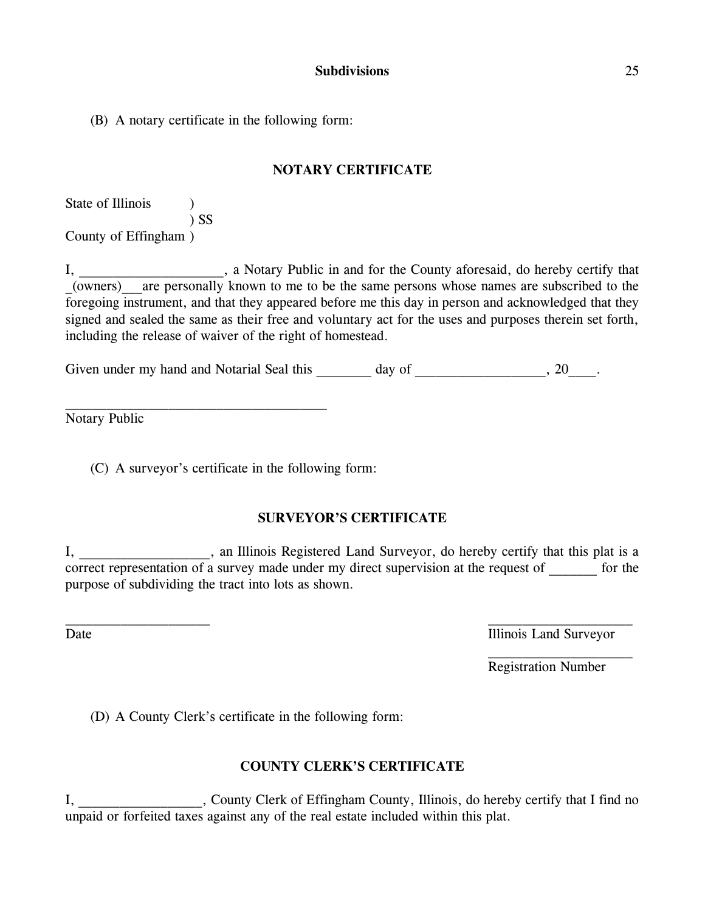(B) A notary certificate in the following form:

**NOTARY CERTIFICATE**

State of Illinois )
) SS
County of Effingham )

I, ____________________, a Notary Public in and for the County aforesaid, do hereby certify that _(owners)___are personally known to me to be the same persons whose names are subscribed to the foregoing instrument, and that they appeared before me this day in person and acknowledged that they signed and sealed the same as their free and voluntary act for the uses and purposes therein set forth, including the release of waiver of the right of homestead.

Given under my hand and Notarial Seal this ________ day of __________________, 20____.

______________________________________
Notary Public

(C) A surveyor's certificate in the following form:

**SURVEYOR'S CERTIFICATE**

I, __________________, an Illinois Registered Land Surveyor, do hereby certify that this plat is a correct representation of a survey made under my direct supervision at the request of _______ for the purpose of subdividing the tract into lots as shown.

_____________________
Date

_____________________
Illinois Land Surveyor

_____________________
Registration Number

(D) A County Clerk's certificate in the following form:

**COUNTY CLERK'S CERTIFICATE**

I, _________________, County Clerk of Effingham County, Illinois, do hereby certify that I find no unpaid or forfeited taxes against any of the real estate included within this plat.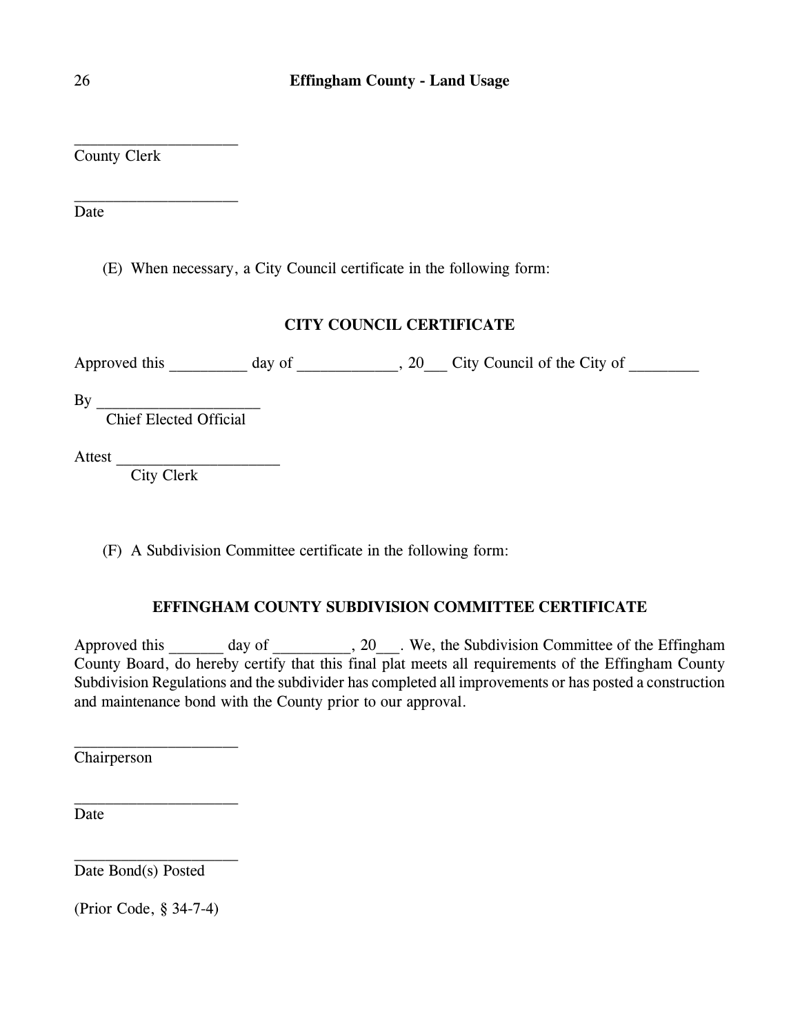____________________
County Clerk

____________________
Date

(E) When necessary, a City Council certificate in the following form:

**CITY COUNCIL CERTIFICATE**

Approved this _________ day of ____________, 20___ City Council of the City of ________

By ____________________
Chief Elected Official

Attest ____________________
City Clerk

(F) A Subdivision Committee certificate in the following form:

**EFFINGHAM COUNTY SUBDIVISION COMMITTEE CERTIFICATE**

Approved this _______ day of __________, 20___. We, the Subdivision Committee of the Effingham County Board, do hereby certify that this final plat meets all requirements of the Effingham County Subdivision Regulations and the subdivider has completed all improvements or has posted a construction and maintenance bond with the County prior to our approval.

____________________
Chairperson

____________________
Date

____________________
Date Bond(s) Posted

(Prior Code, § 34-7-4)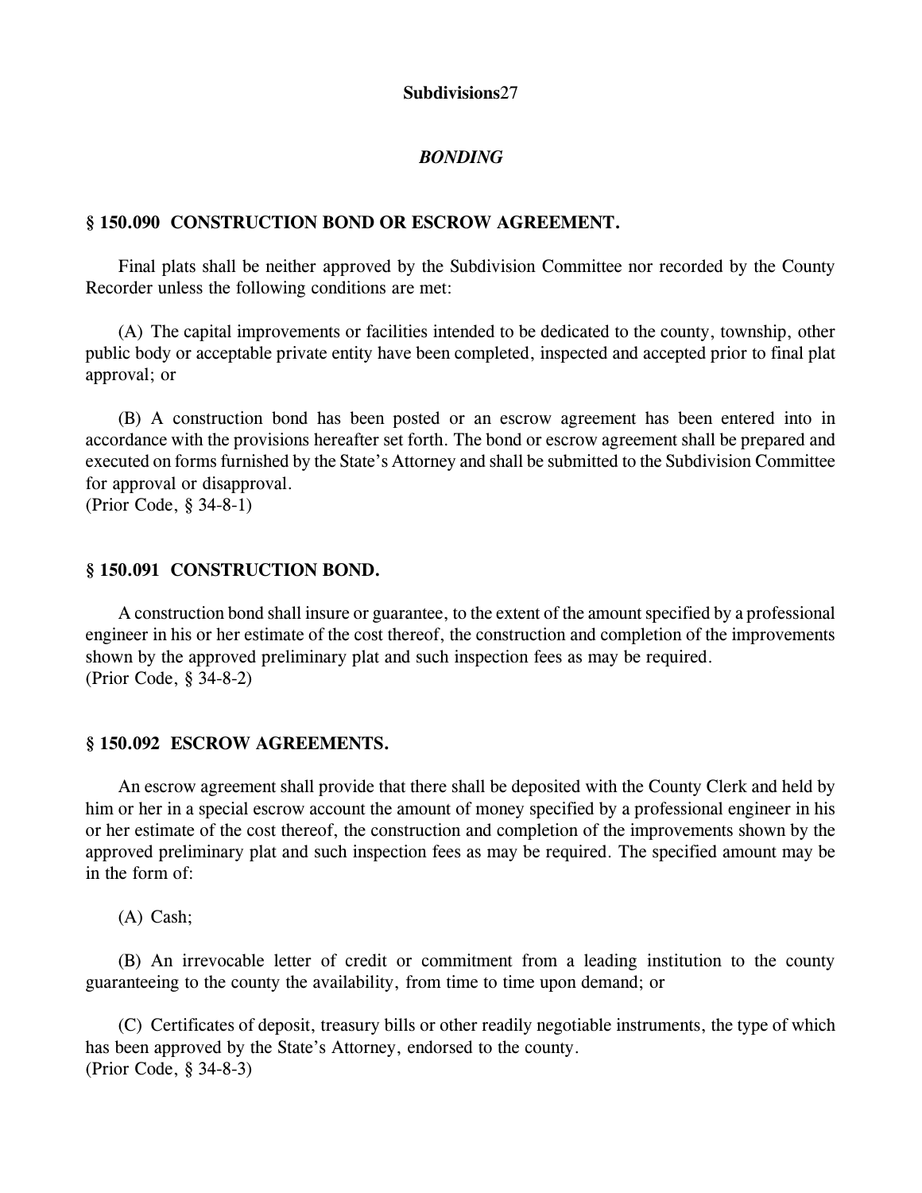## *BONDING*

### § 150.090  CONSTRUCTION BOND OR ESCROW AGREEMENT.

Final plats shall be neither approved by the Subdivision Committee nor recorded by the County Recorder unless the following conditions are met:

(A) The capital improvements or facilities intended to be dedicated to the county, township, other public body or acceptable private entity have been completed, inspected and accepted prior to final plat approval; or

(B) A construction bond has been posted or an escrow agreement has been entered into in accordance with the provisions hereafter set forth. The bond or escrow agreement shall be prepared and executed on forms furnished by the State's Attorney and shall be submitted to the Subdivision Committee for approval or disapproval.
(Prior Code, § 34-8-1)

### § 150.091  CONSTRUCTION BOND.

A construction bond shall insure or guarantee, to the extent of the amount specified by a professional engineer in his or her estimate of the cost thereof, the construction and completion of the improvements shown by the approved preliminary plat and such inspection fees as may be required.
(Prior Code, § 34-8-2)

### § 150.092  ESCROW AGREEMENTS.

An escrow agreement shall provide that there shall be deposited with the County Clerk and held by him or her in a special escrow account the amount of money specified by a professional engineer in his or her estimate of the cost thereof, the construction and completion of the improvements shown by the approved preliminary plat and such inspection fees as may be required. The specified amount may be in the form of:

(A) Cash;

(B) An irrevocable letter of credit or commitment from a leading institution to the county guaranteeing to the county the availability, from time to time upon demand; or

(C) Certificates of deposit, treasury bills or other readily negotiable instruments, the type of which has been approved by the State's Attorney, endorsed to the county.
(Prior Code, § 34-8-3)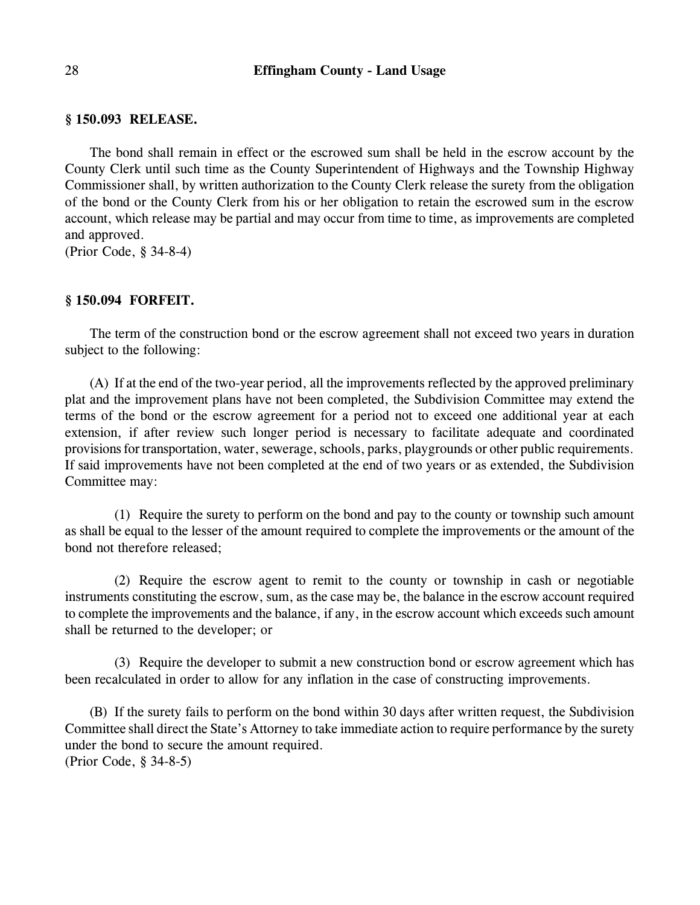### § 150.093 RELEASE.

The bond shall remain in effect or the escrowed sum shall be held in the escrow account by the County Clerk until such time as the County Superintendent of Highways and the Township Highway Commissioner shall, by written authorization to the County Clerk release the surety from the obligation of the bond or the County Clerk from his or her obligation to retain the escrowed sum in the escrow account, which release may be partial and may occur from time to time, as improvements are completed and approved.
(Prior Code, § 34-8-4)

### § 150.094 FORFEIT.

The term of the construction bond or the escrow agreement shall not exceed two years in duration subject to the following:

(A) If at the end of the two-year period, all the improvements reflected by the approved preliminary plat and the improvement plans have not been completed, the Subdivision Committee may extend the terms of the bond or the escrow agreement for a period not to exceed one additional year at each extension, if after review such longer period is necessary to facilitate adequate and coordinated provisions for transportation, water, sewerage, schools, parks, playgrounds or other public requirements. If said improvements have not been completed at the end of two years or as extended, the Subdivision Committee may:

(1) Require the surety to perform on the bond and pay to the county or township such amount as shall be equal to the lesser of the amount required to complete the improvements or the amount of the bond not therefore released;

(2) Require the escrow agent to remit to the county or township in cash or negotiable instruments constituting the escrow, sum, as the case may be, the balance in the escrow account required to complete the improvements and the balance, if any, in the escrow account which exceeds such amount shall be returned to the developer; or

(3) Require the developer to submit a new construction bond or escrow agreement which has been recalculated in order to allow for any inflation in the case of constructing improvements.

(B) If the surety fails to perform on the bond within 30 days after written request, the Subdivision Committee shall direct the State's Attorney to take immediate action to require performance by the surety under the bond to secure the amount required.
(Prior Code, § 34-8-5)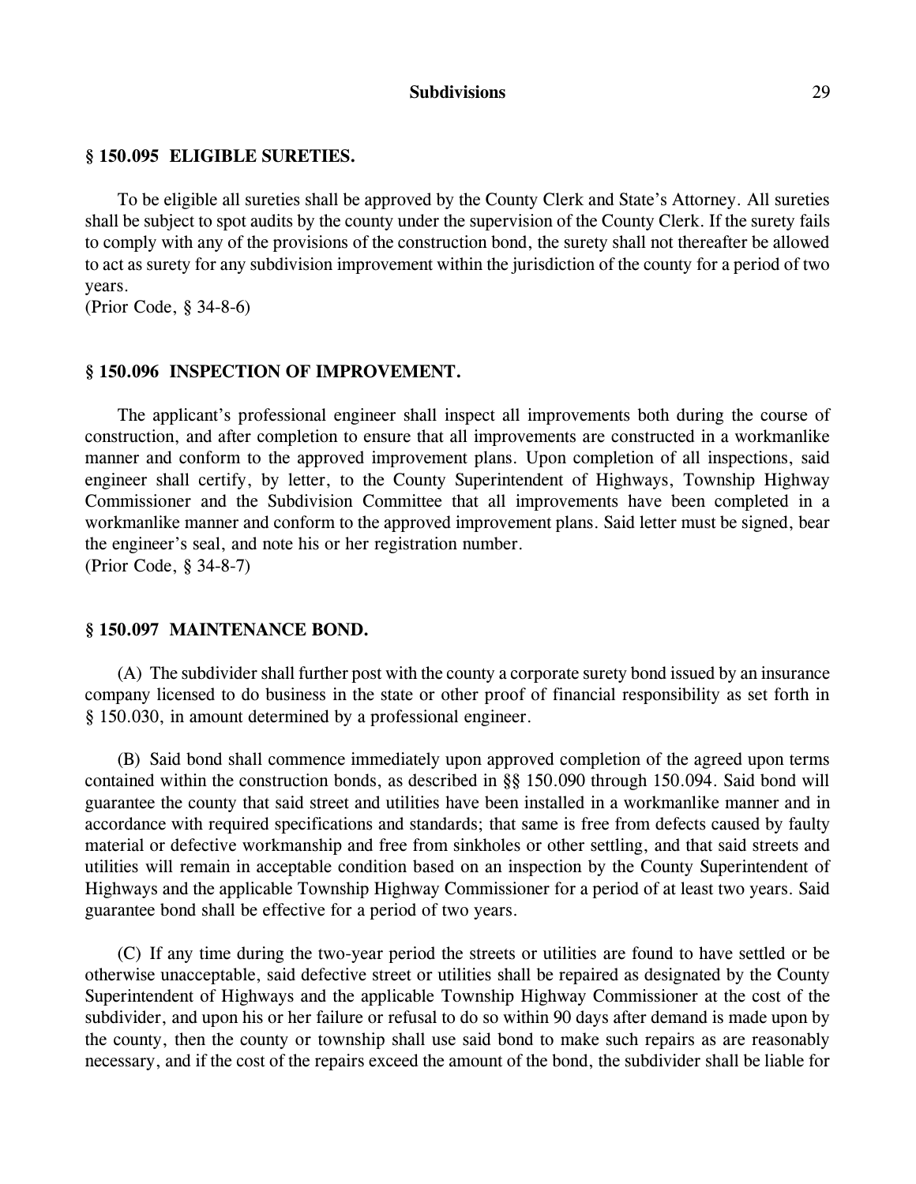### § 150.095 ELIGIBLE SURETIES.

To be eligible all sureties shall be approved by the County Clerk and State's Attorney. All sureties shall be subject to spot audits by the county under the supervision of the County Clerk. If the surety fails to comply with any of the provisions of the construction bond, the surety shall not thereafter be allowed to act as surety for any subdivision improvement within the jurisdiction of the county for a period of two years.
(Prior Code, § 34-8-6)

### § 150.096 INSPECTION OF IMPROVEMENT.

The applicant's professional engineer shall inspect all improvements both during the course of construction, and after completion to ensure that all improvements are constructed in a workmanlike manner and conform to the approved improvement plans. Upon completion of all inspections, said engineer shall certify, by letter, to the County Superintendent of Highways, Township Highway Commissioner and the Subdivision Committee that all improvements have been completed in a workmanlike manner and conform to the approved improvement plans. Said letter must be signed, bear the engineer's seal, and note his or her registration number.
(Prior Code, § 34-8-7)

### § 150.097 MAINTENANCE BOND.

(A) The subdivider shall further post with the county a corporate surety bond issued by an insurance company licensed to do business in the state or other proof of financial responsibility as set forth in § 150.030, in amount determined by a professional engineer.

(B) Said bond shall commence immediately upon approved completion of the agreed upon terms contained within the construction bonds, as described in §§ 150.090 through 150.094. Said bond will guarantee the county that said street and utilities have been installed in a workmanlike manner and in accordance with required specifications and standards; that same is free from defects caused by faulty material or defective workmanship and free from sinkholes or other settling, and that said streets and utilities will remain in acceptable condition based on an inspection by the County Superintendent of Highways and the applicable Township Highway Commissioner for a period of at least two years. Said guarantee bond shall be effective for a period of two years.

(C) If any time during the two-year period the streets or utilities are found to have settled or be otherwise unacceptable, said defective street or utilities shall be repaired as designated by the County Superintendent of Highways and the applicable Township Highway Commissioner at the cost of the subdivider, and upon his or her failure or refusal to do so within 90 days after demand is made upon by the county, then the county or township shall use said bond to make such repairs as are reasonably necessary, and if the cost of the repairs exceed the amount of the bond, the subdivider shall be liable for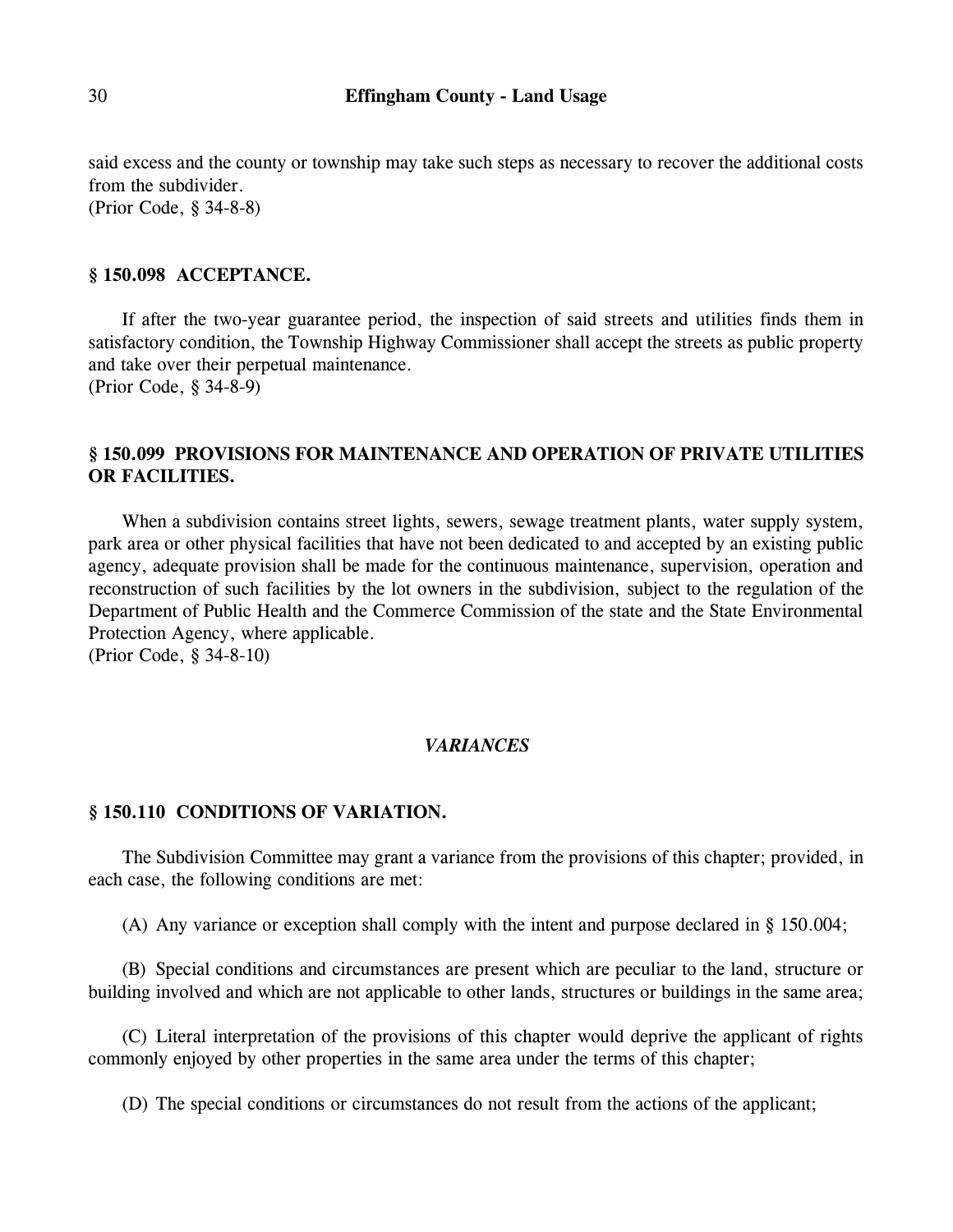said excess and the county or township may take such steps as necessary to recover the additional costs from the subdivider.
(Prior Code, § 34-8-8)

### § 150.098 ACCEPTANCE.

If after the two-year guarantee period, the inspection of said streets and utilities finds them in satisfactory condition, the Township Highway Commissioner shall accept the streets as public property and take over their perpetual maintenance.
(Prior Code, § 34-8-9)

### § 150.099 PROVISIONS FOR MAINTENANCE AND OPERATION OF PRIVATE UTILITIES OR FACILITIES.

When a subdivision contains street lights, sewers, sewage treatment plants, water supply system, park area or other physical facilities that have not been dedicated to and accepted by an existing public agency, adequate provision shall be made for the continuous maintenance, supervision, operation and reconstruction of such facilities by the lot owners in the subdivision, subject to the regulation of the Department of Public Health and the Commerce Commission of the state and the State Environmental Protection Agency, where applicable.
(Prior Code, § 34-8-10)

## *VARIANCES*

### § 150.110 CONDITIONS OF VARIATION.

The Subdivision Committee may grant a variance from the provisions of this chapter; provided, in each case, the following conditions are met:

(A) Any variance or exception shall comply with the intent and purpose declared in § 150.004;

(B) Special conditions and circumstances are present which are peculiar to the land, structure or building involved and which are not applicable to other lands, structures or buildings in the same area;

(C) Literal interpretation of the provisions of this chapter would deprive the applicant of rights commonly enjoyed by other properties in the same area under the terms of this chapter;

(D) The special conditions or circumstances do not result from the actions of the applicant;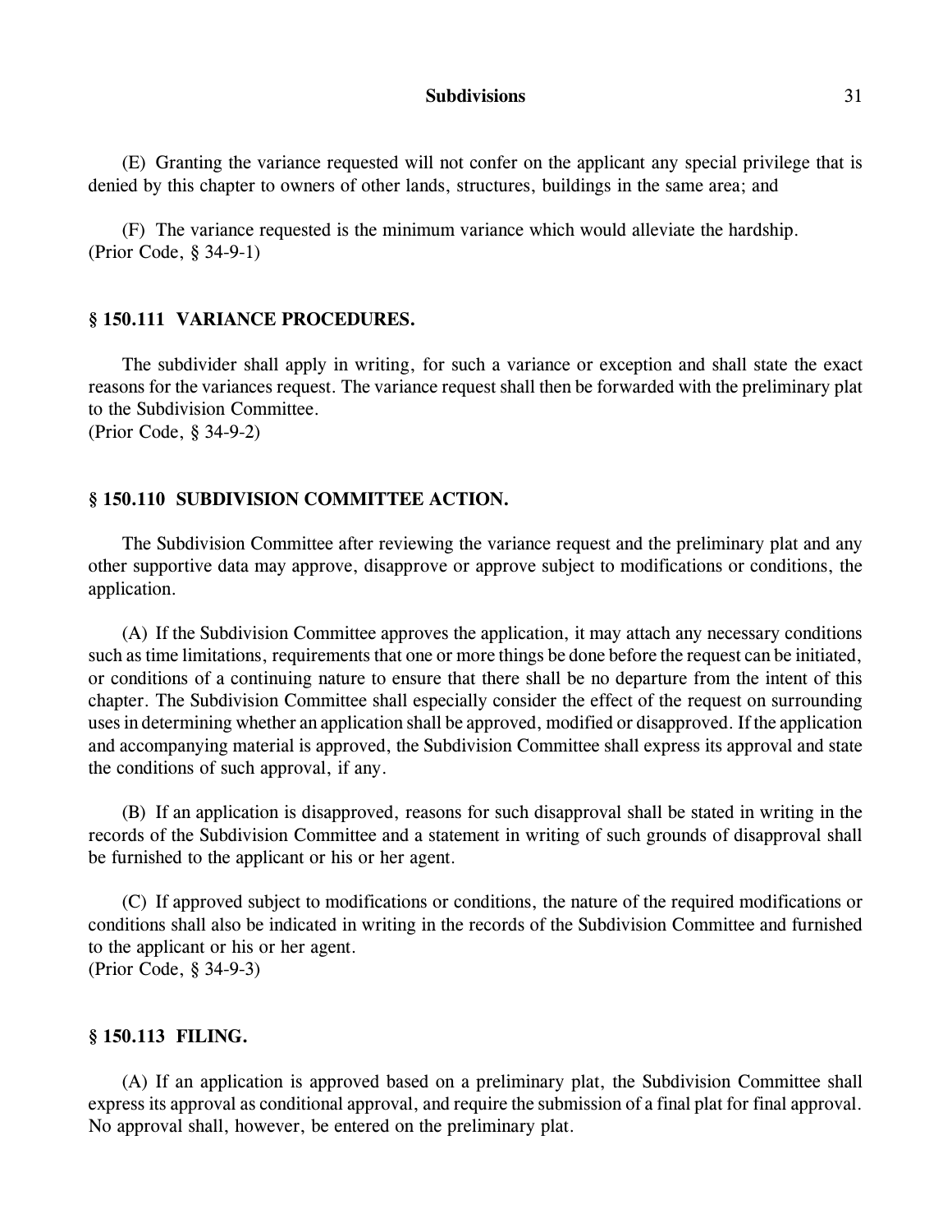(E) Granting the variance requested will not confer on the applicant any special privilege that is denied by this chapter to owners of other lands, structures, buildings in the same area; and

(F) The variance requested is the minimum variance which would alleviate the hardship.
(Prior Code, § 34-9-1)

### § 150.111 VARIANCE PROCEDURES.

The subdivider shall apply in writing, for such a variance or exception and shall state the exact reasons for the variances request. The variance request shall then be forwarded with the preliminary plat to the Subdivision Committee.
(Prior Code, § 34-9-2)

### § 150.110 SUBDIVISION COMMITTEE ACTION.

The Subdivision Committee after reviewing the variance request and the preliminary plat and any other supportive data may approve, disapprove or approve subject to modifications or conditions, the application.

(A) If the Subdivision Committee approves the application, it may attach any necessary conditions such as time limitations, requirements that one or more things be done before the request can be initiated, or conditions of a continuing nature to ensure that there shall be no departure from the intent of this chapter. The Subdivision Committee shall especially consider the effect of the request on surrounding uses in determining whether an application shall be approved, modified or disapproved. If the application and accompanying material is approved, the Subdivision Committee shall express its approval and state the conditions of such approval, if any.

(B) If an application is disapproved, reasons for such disapproval shall be stated in writing in the records of the Subdivision Committee and a statement in writing of such grounds of disapproval shall be furnished to the applicant or his or her agent.

(C) If approved subject to modifications or conditions, the nature of the required modifications or conditions shall also be indicated in writing in the records of the Subdivision Committee and furnished to the applicant or his or her agent.
(Prior Code, § 34-9-3)

### § 150.113 FILING.

(A) If an application is approved based on a preliminary plat, the Subdivision Committee shall express its approval as conditional approval, and require the submission of a final plat for final approval. No approval shall, however, be entered on the preliminary plat.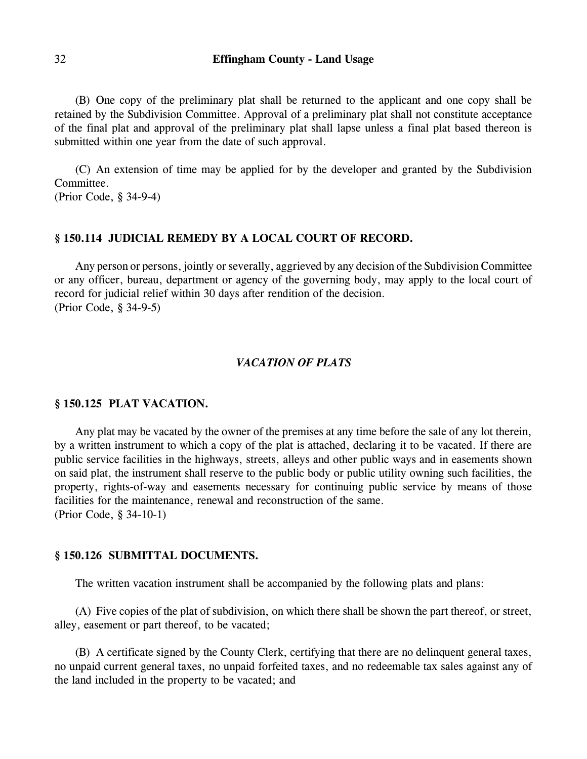(B) One copy of the preliminary plat shall be returned to the applicant and one copy shall be retained by the Subdivision Committee. Approval of a preliminary plat shall not constitute acceptance of the final plat and approval of the preliminary plat shall lapse unless a final plat based thereon is submitted within one year from the date of such approval.

(C) An extension of time may be applied for by the developer and granted by the Subdivision Committee.
(Prior Code, § 34-9-4)

### § 150.114 JUDICIAL REMEDY BY A LOCAL COURT OF RECORD.

Any person or persons, jointly or severally, aggrieved by any decision of the Subdivision Committee or any officer, bureau, department or agency of the governing body, may apply to the local court of record for judicial relief within 30 days after rendition of the decision.
(Prior Code, § 34-9-5)

## *VACATION OF PLATS*

### § 150.125 PLAT VACATION.

Any plat may be vacated by the owner of the premises at any time before the sale of any lot therein, by a written instrument to which a copy of the plat is attached, declaring it to be vacated. If there are public service facilities in the highways, streets, alleys and other public ways and in easements shown on said plat, the instrument shall reserve to the public body or public utility owning such facilities, the property, rights-of-way and easements necessary for continuing public service by means of those facilities for the maintenance, renewal and reconstruction of the same.
(Prior Code, § 34-10-1)

### § 150.126 SUBMITTAL DOCUMENTS.

The written vacation instrument shall be accompanied by the following plats and plans:

(A) Five copies of the plat of subdivision, on which there shall be shown the part thereof, or street, alley, easement or part thereof, to be vacated;

(B) A certificate signed by the County Clerk, certifying that there are no delinquent general taxes, no unpaid current general taxes, no unpaid forfeited taxes, and no redeemable tax sales against any of the land included in the property to be vacated; and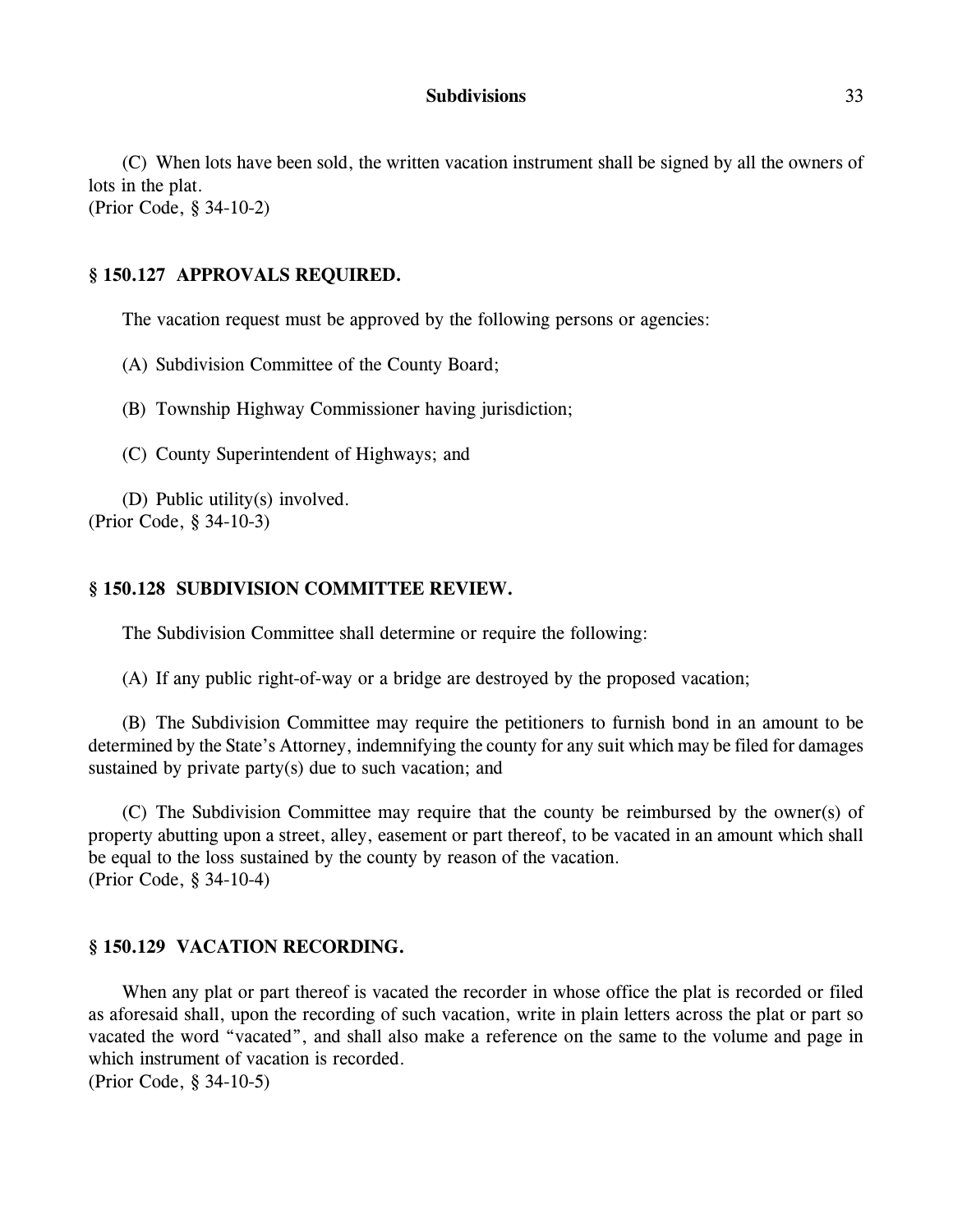(C) When lots have been sold, the written vacation instrument shall be signed by all the owners of lots in the plat.
(Prior Code, § 34-10-2)

## § 150.127 APPROVALS REQUIRED.

The vacation request must be approved by the following persons or agencies:

(A) Subdivision Committee of the County Board;

(B) Township Highway Commissioner having jurisdiction;

(C) County Superintendent of Highways; and

(D) Public utility(s) involved.
(Prior Code, § 34-10-3)

## § 150.128 SUBDIVISION COMMITTEE REVIEW.

The Subdivision Committee shall determine or require the following:

(A) If any public right-of-way or a bridge are destroyed by the proposed vacation;

(B) The Subdivision Committee may require the petitioners to furnish bond in an amount to be determined by the State's Attorney, indemnifying the county for any suit which may be filed for damages sustained by private party(s) due to such vacation; and

(C) The Subdivision Committee may require that the county be reimbursed by the owner(s) of property abutting upon a street, alley, easement or part thereof, to be vacated in an amount which shall be equal to the loss sustained by the county by reason of the vacation.
(Prior Code, § 34-10-4)

## § 150.129 VACATION RECORDING.

When any plat or part thereof is vacated the recorder in whose office the plat is recorded or filed as aforesaid shall, upon the recording of such vacation, write in plain letters across the plat or part so vacated the word "vacated", and shall also make a reference on the same to the volume and page in which instrument of vacation is recorded.
(Prior Code, § 34-10-5)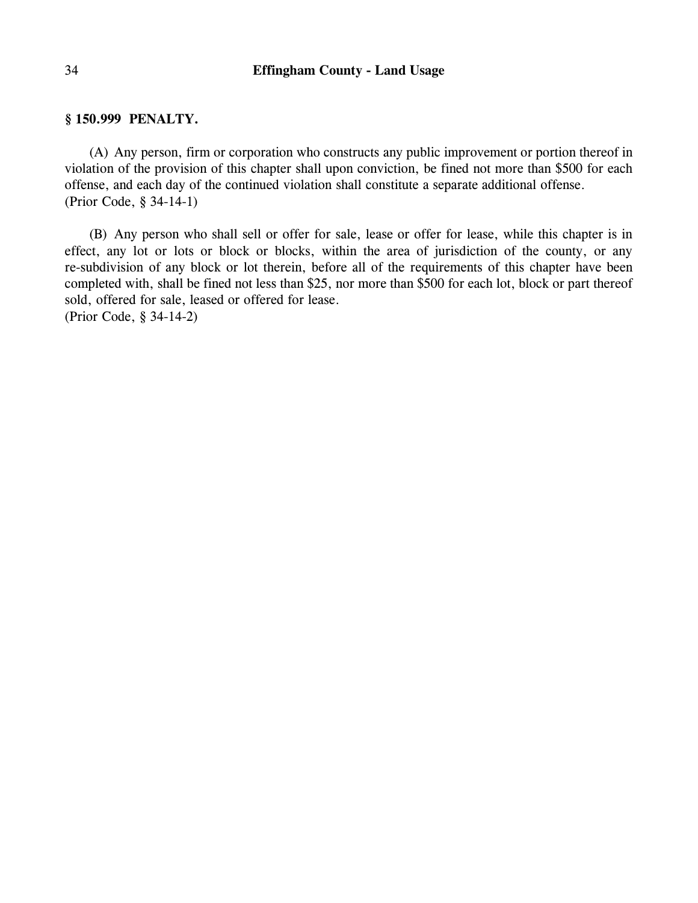## § 150.999 PENALTY.

(A) Any person, firm or corporation who constructs any public improvement or portion thereof in violation of the provision of this chapter shall upon conviction, be fined not more than $500 for each offense, and each day of the continued violation shall constitute a separate additional offense.
(Prior Code, § 34-14-1)

(B) Any person who shall sell or offer for sale, lease or offer for lease, while this chapter is in effect, any lot or lots or block or blocks, within the area of jurisdiction of the county, or any re-subdivision of any block or lot therein, before all of the requirements of this chapter have been completed with, shall be fined not less than $25, nor more than $500 for each lot, block or part thereof sold, offered for sale, leased or offered for lease.
(Prior Code, § 34-14-2)